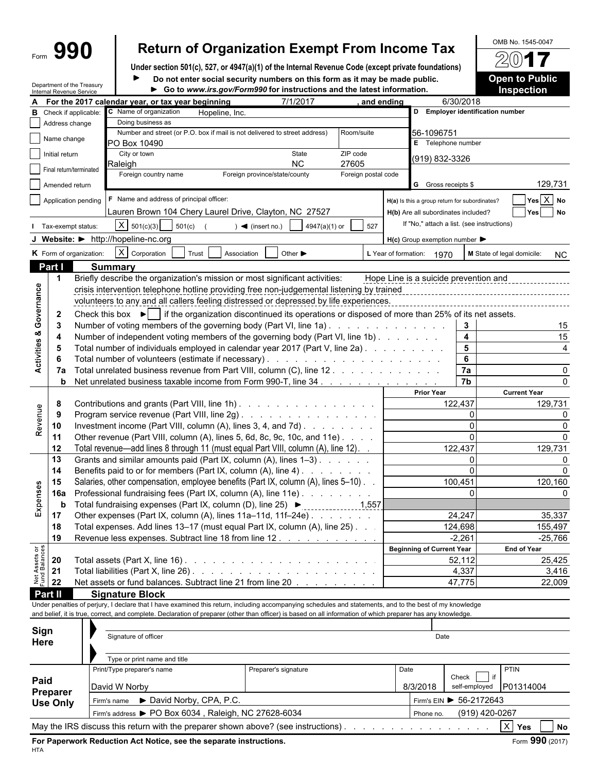# Form 990

## Return of Organization Exempt From Income Tax

**Under section 501(c), 527, or 4947(a)(1) of the Internal Revenue Code (except private foundations)**

► Do not enter social security numbers on this form as it may be made public.

► Go to *www.irs.gov/Form990* for instructions and the latest information.

OMB No. 1545-0047

**2017**

**Open to Public Inspection**

Department of the Treasury
Internal Revenue Service

**A** For the 2017 calendar year, or tax year beginning 7/1/2017, and ending 6/30/2018

**B** Check if applicable:
- [ ] Address change
- [ ] Name change
- [ ] Initial return
- [ ] Final return/terminated
- [ ] Amended return
- [ ] Application pending

**C** Name of organization: Hopeline, Inc.

Doing business as:

Number and street (or P.O. box if mail is not delivered to street address): PO Box 10490 | Room/suite:

City or town: Raleigh | State: NC | ZIP code: 27605

Foreign country name: | Foreign province/state/county: | Foreign postal code:

**D** Employer identification number: 56-1096751

**E** Telephone number: (919) 832-3326

**G** Gross receipts $ 129,731

**F** Name and address of principal officer: Lauren Brown 104 Chery Laurel Drive, Clayton, NC 27527

**H(a)** Is this a group return for subordinates? [ ] Yes [X] No

**H(b)** Are all subordinates included? [ ] Yes [ ] No

If "No," attach a list. (see instructions)

**H(c)** Group exemption number ►

**I** Tax-exempt status: [X] 501(c)(3) [ ] 501(c) ( ) ◄ (insert no.) [ ] 4947(a)(1) or [ ] 527

**J** Website: ► http://hopeline-nc.org

**K** Form of organization: [X] Corporation [ ] Trust [ ] Association [ ] Other ►

**L** Year of formation: 1970

**M** State of legal domicile: NC

## Part I Summary

### Activities & Governance

1 Briefly describe the organization's mission or most significant activities: Hope Line is a suicide prevention and crisis intervention telephone hotline providing free non-judgemental listening by trained volunteers to any and all callers feeling distressed or depressed by life experiences.

2 Check this box ► [ ] if the organization discontinued its operations or disposed of more than 25% of its net assets.

| | | | |
|---|---|---|---|
| 3 | Number of voting members of the governing body (Part VI, line 1a) | 3 | 15 |
| 4 | Number of independent voting members of the governing body (Part VI, line 1b) | 4 | 15 |
| 5 | Total number of individuals employed in calendar year 2017 (Part V, line 2a) | 5 | 4 |
| 6 | Total number of volunteers (estimate if necessary) | 6 | |
| 7a | Total unrelated business revenue from Part VIII, column (C), line 12 | 7a | 0 |
| b | Net unrelated business taxable income from Form 990-T, line 34 | 7b | 0 |

### Revenue and Expenses

| | | Prior Year | Current Year |
|---|---|---|---|
| 8 | Contributions and grants (Part VIII, line 1h) | 122,437 | 129,731 |
| 9 | Program service revenue (Part VIII, line 2g) | 0 | 0 |
| 10 | Investment income (Part VIII, column (A), lines 3, 4, and 7d) | 0 | 0 |
| 11 | Other revenue (Part VIII, column (A), lines 5, 6d, 8c, 9c, 10c, and 11e) | 0 | 0 |
| 12 | Total revenue—add lines 8 through 11 (must equal Part VIII, column (A), line 12) | 122,437 | 129,731 |
| 13 | Grants and similar amounts paid (Part IX, column (A), lines 1–3) | 0 | 0 |
| 14 | Benefits paid to or for members (Part IX, column (A), line 4) | 0 | 0 |
| 15 | Salaries, other compensation, employee benefits (Part IX, column (A), lines 5–10) | 100,451 | 120,160 |
| 16a | Professional fundraising fees (Part IX, column (A), line 11e) | 0 | 0 |
| b | Total fundraising expenses (Part IX, column (D), line 25) ► 1,557 | | |
| 17 | Other expenses (Part IX, column (A), lines 11a–11d, 11f–24e) | 24,247 | 35,337 |
| 18 | Total expenses. Add lines 13–17 (must equal Part IX, column (A), line 25) | 124,698 | 155,497 |
| 19 | Revenue less expenses. Subtract line 18 from line 12 | -2,261 | -25,766 |

### Net Assets or Fund Balances

| | | Beginning of Current Year | End of Year |
|---|---|---|---|
| 20 | Total assets (Part X, line 16) | 52,112 | 25,425 |
| 21 | Total liabilities (Part X, line 26) | 4,337 | 3,416 |
| 22 | Net assets or fund balances. Subtract line 21 from line 20 | 47,775 | 22,009 |

## Part II Signature Block

Under penalties of perjury, I declare that I have examined this return, including accompanying schedules and statements, and to the best of my knowledge and belief, it is true, correct, and complete. Declaration of preparer (other than officer) is based on all information of which preparer has any knowledge.

**Sign Here**

Signature of officer | Date

Type or print name and title

**Paid Preparer Use Only**

| Print/Type preparer's name | Preparer's signature | Date | Check [ ] if self-employed | PTIN |
|---|---|---|---|---|
| David W Norby | | 8/3/2018 | | P01314004 |

Firm's name ► David Norby, CPA, P.C. | Firm's EIN ► 56-2172643

Firm's address ► PO Box 6034 , Raleigh, NC 27628-6034 | Phone no. (919) 420-0267

May the IRS discuss this return with the preparer shown above? (see instructions) [X] Yes [ ] No

**For Paperwork Reduction Act Notice, see the separate instructions.**

HTA

Form **990** (2017)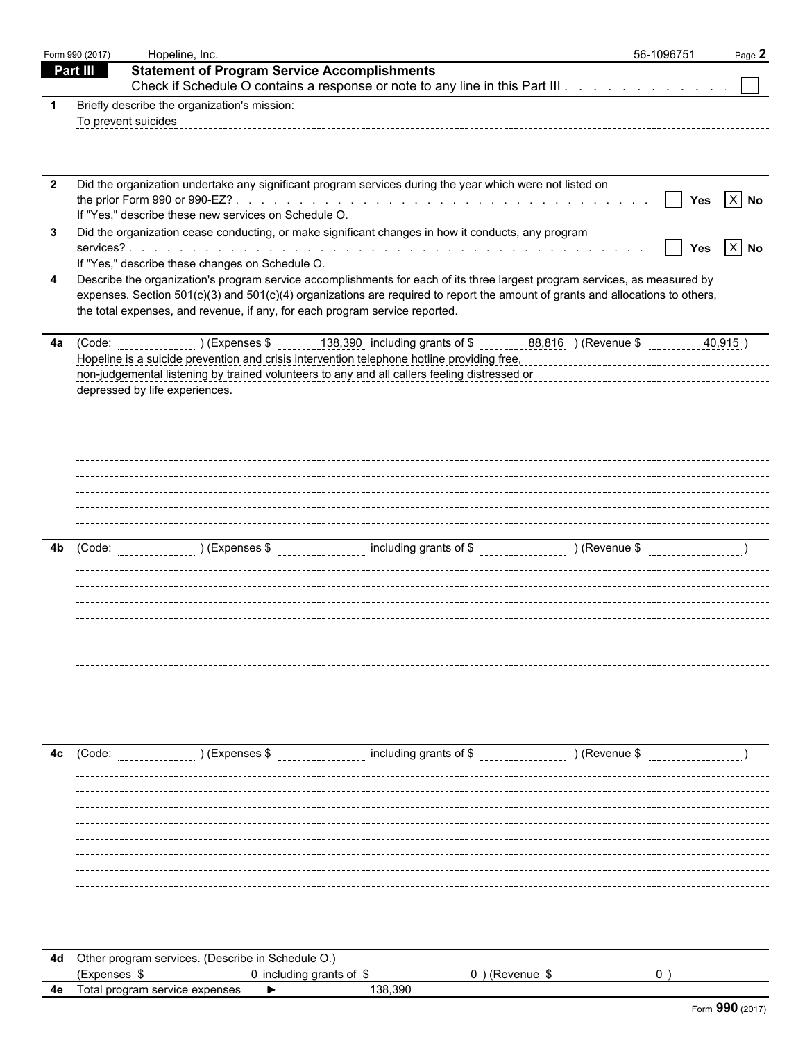Form 990 (2017) Hopeline, Inc. 56-1096751 Page **2**

## Part III Statement of Program Service Accomplishments

Check if Schedule O contains a response or note to any line in this Part III . . . . . . . . . . . . ☐

**1** Briefly describe the organization's mission:

To prevent suicides

**2** Did the organization undertake any significant program services during the year which were not listed on the prior Form 990 or 990-EZ? . . . . . . . . . . ☐ Yes ☒ No

If "Yes," describe these new services on Schedule O.

**3** Did the organization cease conducting, or make significant changes in how it conducts, any program services? . . . . . . . . . . ☐ Yes ☒ No

If "Yes," describe these changes on Schedule O.

**4** Describe the organization's program service accomplishments for each of its three largest program services, as measured by expenses. Section 501(c)(3) and 501(c)(4) organizations are required to report the amount of grants and allocations to others, the total expenses, and revenue, if any, for each program service reported.

**4a** (Code: ) (Expenses $ 138,390 including grants of $ 88,816 ) (Revenue $ 40,915 )

Hopeline is a suicide prevention and crisis intervention telephone hotline providing free, non-judgemental listening by trained volunteers to any and all callers feeling distressed or depressed by life experiences.

**4b** (Code: ) (Expenses $ including grants of $ ) (Revenue $ )

**4c** (Code: ) (Expenses $ including grants of $ ) (Revenue $ )

**4d** Other program services. (Describe in Schedule O.)

(Expenses $ 0 including grants of $ 0 ) (Revenue $ 0 )

**4e** Total program service expenses ► 138,390

Form **990** (2017)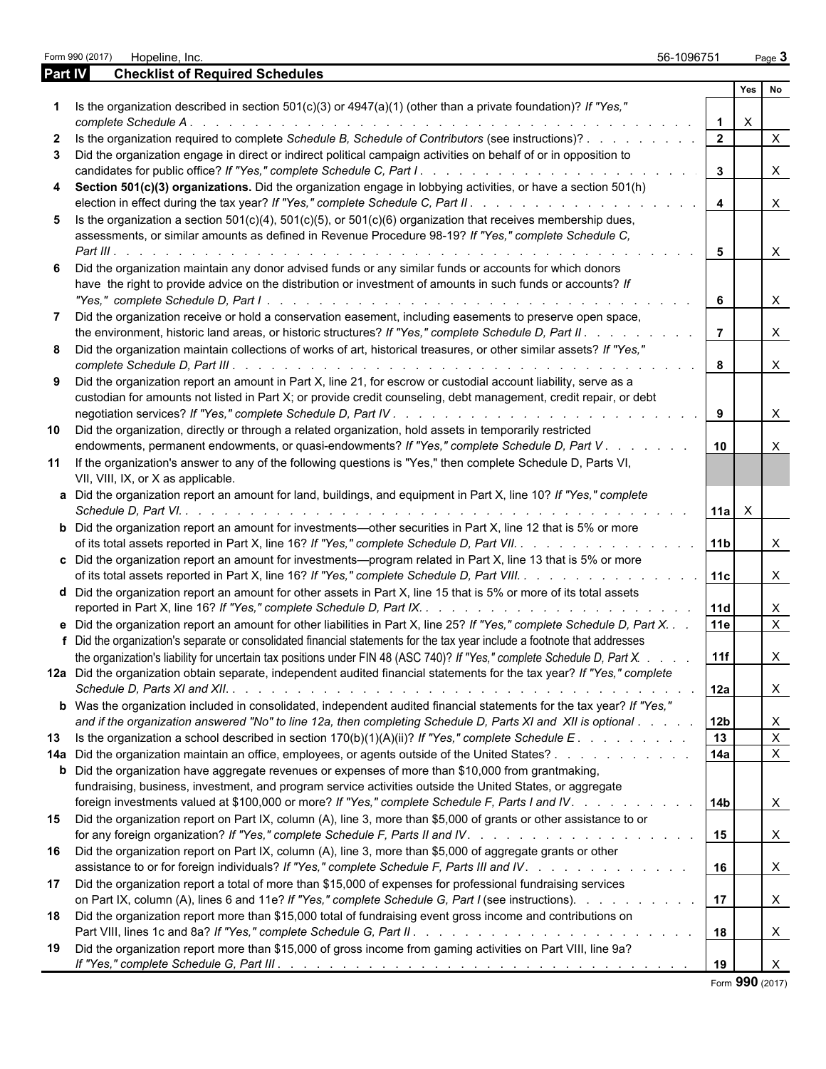Form 990 (2017) Hopeline, Inc. 56-1096751 Page 3

## Part IV Checklist of Required Schedules

| | | | Yes | No |
|---|---|---|---|---|
| 1 | Is the organization described in section 501(c)(3) or 4947(a)(1) (other than a private foundation)? *If "Yes," complete Schedule A* | 1 | X | |
| 2 | Is the organization required to complete *Schedule B, Schedule of Contributors* (see instructions)? | 2 | | X |
| 3 | Did the organization engage in direct or indirect political campaign activities on behalf of or in opposition to candidates for public office? *If "Yes," complete Schedule C, Part I* | 3 | | X |
| 4 | **Section 501(c)(3) organizations.** Did the organization engage in lobbying activities, or have a section 501(h) election in effect during the tax year? *If "Yes," complete Schedule C, Part II* | 4 | | X |
| 5 | Is the organization a section 501(c)(4), 501(c)(5), or 501(c)(6) organization that receives membership dues, assessments, or similar amounts as defined in Revenue Procedure 98-19? *If "Yes," complete Schedule C, Part III* | 5 | | X |
| 6 | Did the organization maintain any donor advised funds or any similar funds or accounts for which donors have the right to provide advice on the distribution or investment of amounts in such funds or accounts? *If "Yes," complete Schedule D, Part I* | 6 | | X |
| 7 | Did the organization receive or hold a conservation easement, including easements to preserve open space, the environment, historic land areas, or historic structures? *If "Yes," complete Schedule D, Part II* | 7 | | X |
| 8 | Did the organization maintain collections of works of art, historical treasures, or other similar assets? *If "Yes," complete Schedule D, Part III* | 8 | | X |
| 9 | Did the organization report an amount in Part X, line 21, for escrow or custodial account liability, serve as a custodian for amounts not listed in Part X; or provide credit counseling, debt management, credit repair, or debt negotiation services? *If "Yes," complete Schedule D, Part IV* | 9 | | X |
| 10 | Did the organization, directly or through a related organization, hold assets in temporarily restricted endowments, permanent endowments, or quasi-endowments? *If "Yes," complete Schedule D, Part V* | 10 | | X |
| 11 | If the organization's answer to any of the following questions is "Yes," then complete Schedule D, Parts VI, VII, VIII, IX, or X as applicable. | | | |
| a | Did the organization report an amount for land, buildings, and equipment in Part X, line 10? *If "Yes," complete Schedule D, Part VI.* | 11a | X | |
| b | Did the organization report an amount for investments—other securities in Part X, line 12 that is 5% or more of its total assets reported in Part X, line 16? *If "Yes," complete Schedule D, Part VII.* | 11b | | X |
| c | Did the organization report an amount for investments—program related in Part X, line 13 that is 5% or more of its total assets reported in Part X, line 16? *If "Yes," complete Schedule D, Part VIII.* | 11c | | X |
| d | Did the organization report an amount for other assets in Part X, line 15 that is 5% or more of its total assets reported in Part X, line 16? *If "Yes," complete Schedule D, Part IX.* | 11d | | X |
| e | Did the organization report an amount for other liabilities in Part X, line 25? *If "Yes," complete Schedule D, Part X.* | 11e | | X |
| f | Did the organization's separate or consolidated financial statements for the tax year include a footnote that addresses the organization's liability for uncertain tax positions under FIN 48 (ASC 740)? *If "Yes," complete Schedule D, Part X.* | 11f | | X |
| 12a | Did the organization obtain separate, independent audited financial statements for the tax year? *If "Yes," complete Schedule D, Parts XI and XII.* | 12a | | X |
| b | Was the organization included in consolidated, independent audited financial statements for the tax year? *If "Yes," and if the organization answered "No" to line 12a, then completing Schedule D, Parts XI and XII is optional* | 12b | | X |
| 13 | Is the organization a school described in section 170(b)(1)(A)(ii)? *If "Yes," complete Schedule E* | 13 | | X |
| 14a | Did the organization maintain an office, employees, or agents outside of the United States? | 14a | | X |
| b | Did the organization have aggregate revenues or expenses of more than $10,000 from grantmaking, fundraising, business, investment, and program service activities outside the United States, or aggregate foreign investments valued at $100,000 or more? *If "Yes," complete Schedule F, Parts I and IV.* | 14b | | X |
| 15 | Did the organization report on Part IX, column (A), line 3, more than $5,000 of grants or other assistance to or for any foreign organization? *If "Yes," complete Schedule F, Parts II and IV.* | 15 | | X |
| 16 | Did the organization report on Part IX, column (A), line 3, more than $5,000 of aggregate grants or other assistance to or for foreign individuals? *If "Yes," complete Schedule F, Parts III and IV.* | 16 | | X |
| 17 | Did the organization report a total of more than $15,000 of expenses for professional fundraising services on Part IX, column (A), lines 6 and 11e? *If "Yes," complete Schedule G, Part I* (see instructions). | 17 | | X |
| 18 | Did the organization report more than $15,000 total of fundraising event gross income and contributions on Part VIII, lines 1c and 8a? *If "Yes," complete Schedule G, Part II* | 18 | | X |
| 19 | Did the organization report more than $15,000 of gross income from gaming activities on Part VIII, line 9a? *If "Yes," complete Schedule G, Part III* | 19 | | X |

Form **990** (2017)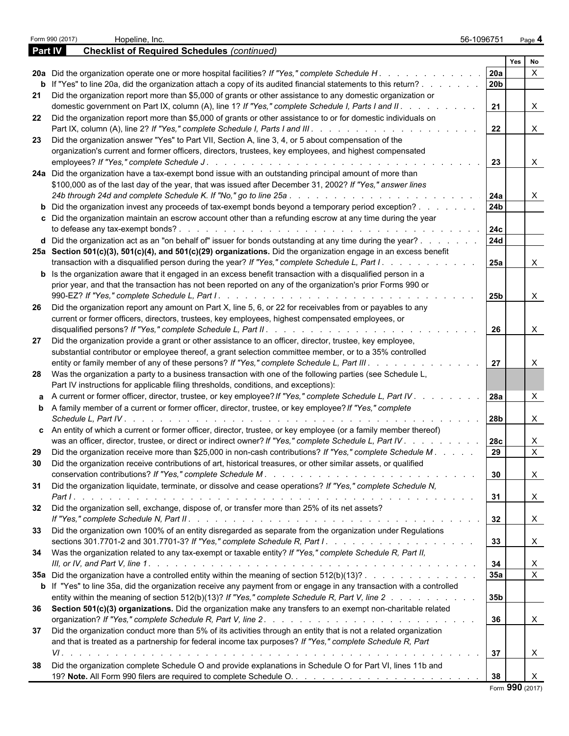Form 990 (2017) Hopeline, Inc. 56-1096751 Page 4

**Part IV Checklist of Required Schedules** *(continued)*

| | | Line | Yes | No |
|---|---|---|---|---|
| **20a** | Did the organization operate one or more hospital facilities? *If "Yes," complete Schedule H* | 20a | | X |
| **b** | If "Yes" to line 20a, did the organization attach a copy of its audited financial statements to this return? | 20b | | |
| **21** | Did the organization report more than $5,000 of grants or other assistance to any domestic organization or domestic government on Part IX, column (A), line 1? *If "Yes," complete Schedule I, Parts I and II* | 21 | | X |
| **22** | Did the organization report more than $5,000 of grants or other assistance to or for domestic individuals on Part IX, column (A), line 2? *If "Yes," complete Schedule I, Parts I and III* | 22 | | X |
| **23** | Did the organization answer "Yes" to Part VII, Section A, line 3, 4, or 5 about compensation of the organization's current and former officers, directors, trustees, key employees, and highest compensated employees? *If "Yes," complete Schedule J* | 23 | | X |
| **24a** | Did the organization have a tax-exempt bond issue with an outstanding principal amount of more than $100,000 as of the last day of the year, that was issued after December 31, 2002? *If "Yes," answer lines 24b through 24d and complete Schedule K. If "No," go to line 25a* | 24a | | X |
| **b** | Did the organization invest any proceeds of tax-exempt bonds beyond a temporary period exception? | 24b | | |
| **c** | Did the organization maintain an escrow account other than a refunding escrow at any time during the year to defease any tax-exempt bonds? | 24c | | |
| **d** | Did the organization act as an "on behalf of" issuer for bonds outstanding at any time during the year? | 24d | | |
| **25a** | **Section 501(c)(3), 501(c)(4), and 501(c)(29) organizations.** Did the organization engage in an excess benefit transaction with a disqualified person during the year? *If "Yes," complete Schedule L, Part I* | 25a | | X |
| **b** | Is the organization aware that it engaged in an excess benefit transaction with a disqualified person in a prior year, and that the transaction has not been reported on any of the organization's prior Forms 990 or 990-EZ? *If "Yes," complete Schedule L, Part I* | 25b | | X |
| **26** | Did the organization report any amount on Part X, line 5, 6, or 22 for receivables from or payables to any current or former officers, directors, trustees, key employees, highest compensated employees, or disqualified persons? *If "Yes," complete Schedule L, Part II* | 26 | | X |
| **27** | Did the organization provide a grant or other assistance to an officer, director, trustee, key employee, substantial contributor or employee thereof, a grant selection committee member, or to a 35% controlled entity or family member of any of these persons? *If "Yes," complete Schedule L, Part III* | 27 | | X |
| **28** | Was the organization a party to a business transaction with one of the following parties (see Schedule L, Part IV instructions for applicable filing thresholds, conditions, and exceptions): | | | |
| **a** | A current or former officer, director, trustee, or key employee? *If "Yes," complete Schedule L, Part IV* | 28a | | X |
| **b** | A family member of a current or former officer, director, trustee, or key employee? *If "Yes," complete Schedule L, Part IV* | 28b | | X |
| **c** | An entity of which a current or former officer, director, trustee, or key employee (or a family member thereof) was an officer, director, trustee, or direct or indirect owner? *If "Yes," complete Schedule L, Part IV* | 28c | | X |
| **29** | Did the organization receive more than $25,000 in non-cash contributions? *If "Yes," complete Schedule M* | 29 | | X |
| **30** | Did the organization receive contributions of art, historical treasures, or other similar assets, or qualified conservation contributions? *If "Yes," complete Schedule M* | 30 | | X |
| **31** | Did the organization liquidate, terminate, or dissolve and cease operations? *If "Yes," complete Schedule N, Part I* | 31 | | X |
| **32** | Did the organization sell, exchange, dispose of, or transfer more than 25% of its net assets? *If "Yes," complete Schedule N, Part II* | 32 | | X |
| **33** | Did the organization own 100% of an entity disregarded as separate from the organization under Regulations sections 301.7701-2 and 301.7701-3? *If "Yes," complete Schedule R, Part I* | 33 | | X |
| **34** | Was the organization related to any tax-exempt or taxable entity? *If "Yes," complete Schedule R, Part II, III, or IV, and Part V, line 1* | 34 | | X |
| **35a** | Did the organization have a controlled entity within the meaning of section 512(b)(13)? | 35a | | X |
| **b** | If "Yes" to line 35a, did the organization receive any payment from or engage in any transaction with a controlled entity within the meaning of section 512(b)(13)? *If "Yes," complete Schedule R, Part V, line 2* | 35b | | |
| **36** | **Section 501(c)(3) organizations.** Did the organization make any transfers to an exempt non-charitable related organization? *If "Yes," complete Schedule R, Part V, line 2* | 36 | | X |
| **37** | Did the organization conduct more than 5% of its activities through an entity that is not a related organization and that is treated as a partnership for federal income tax purposes? *If "Yes," complete Schedule R, Part VI* | 37 | | X |
| **38** | Did the organization complete Schedule O and provide explanations in Schedule O for Part VI, lines 11b and 19? **Note.** All Form 990 filers are required to complete Schedule O. | 38 | | X |

Form **990** (2017)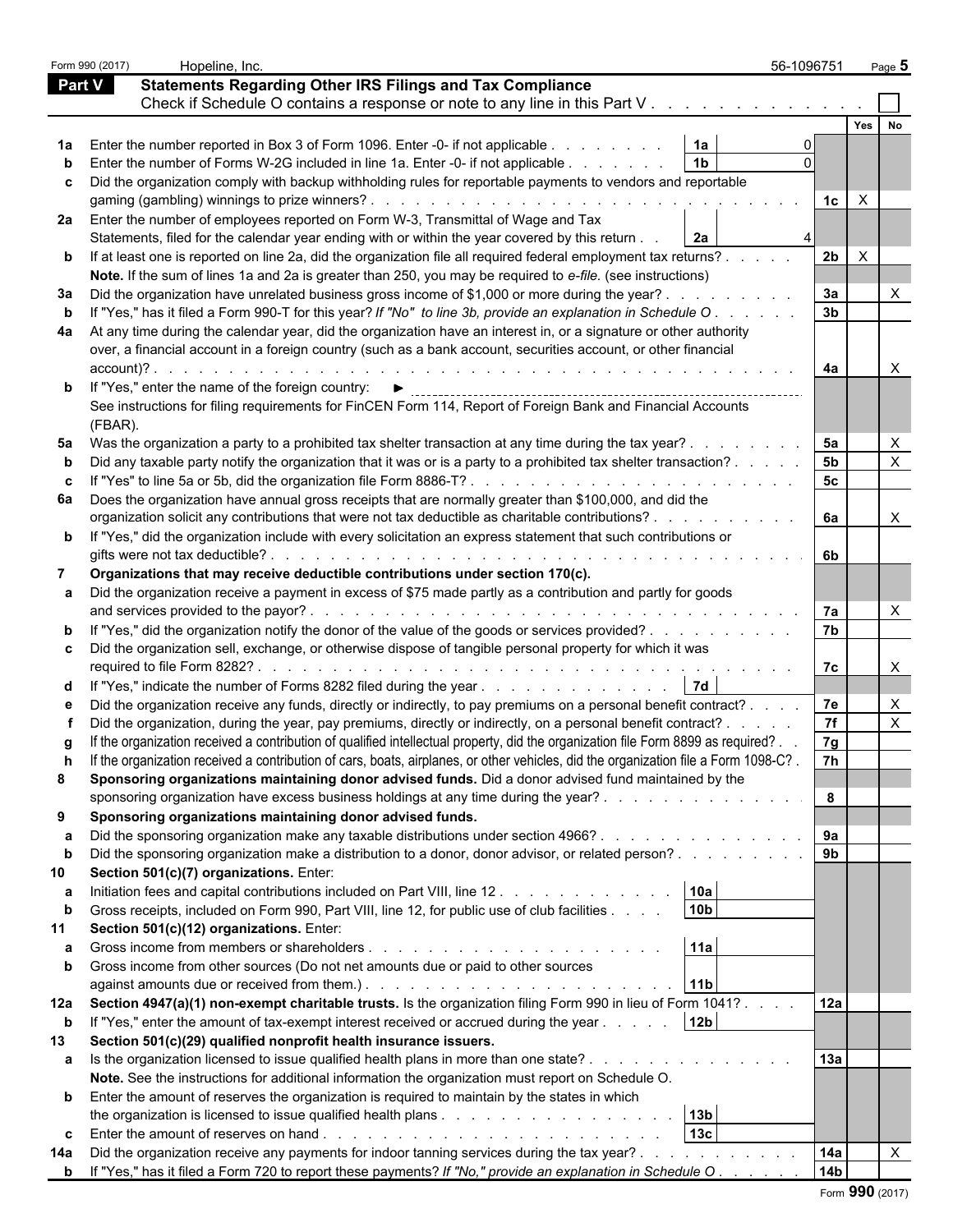Form 990 (2017) Hopeline, Inc. 56-1096751 Page 5

## Part V Statements Regarding Other IRS Filings and Tax Compliance

Check if Schedule O contains a response or note to any line in this Part V . . . . . . . . . . . . . ☐

| | | | | | Yes | No |
|---|---|---|---|---|---|---|
| **1a** | Enter the number reported in Box 3 of Form 1096. Enter -0- if not applicable . . . . . . . . | 1a | 0 | | | |
| **b** | Enter the number of Forms W-2G included in line 1a. Enter -0- if not applicable . . . . . . . | 1b | 0 | | | |
| **c** | Did the organization comply with backup withholding rules for reportable payments to vendors and reportable gaming (gambling) winnings to prize winners? . . . . . | | | 1c | X | |
| **2a** | Enter the number of employees reported on Form W-3, Transmittal of Wage and Tax Statements, filed for the calendar year ending with or within the year covered by this return . . | 2a | 4 | | | |
| **b** | If at least one is reported on line 2a, did the organization file all required federal employment tax returns? . . . . . | | | 2b | X | |
| | **Note.** If the sum of lines 1a and 2a is greater than 250, you may be required to *e-file*. (see instructions) | | | | | |
| **3a** | Did the organization have unrelated business gross income of $1,000 or more during the year? . . . . . . . . . . | | | 3a | | X |
| **b** | If "Yes," has it filed a Form 990-T for this year? *If "No" to line 3b, provide an explanation in Schedule O* . . . . . . | | | 3b | | |
| **4a** | At any time during the calendar year, did the organization have an interest in, or a signature or other authority over, a financial account in a foreign country (such as a bank account, securities account, or other financial account)? . . . . . | | | 4a | | X |
| **b** | If "Yes," enter the name of the foreign country: ► | | | | | |
| | See instructions for filing requirements for FinCEN Form 114, Report of Foreign Bank and Financial Accounts (FBAR). | | | | | |
| **5a** | Was the organization a party to a prohibited tax shelter transaction at any time during the tax year? . . . . . . . . | | | 5a | | X |
| **b** | Did any taxable party notify the organization that it was or is a party to a prohibited tax shelter transaction? . . . . . | | | 5b | | X |
| **c** | If "Yes" to line 5a or 5b, did the organization file Form 8886-T? . . . . . | | | 5c | | |
| **6a** | Does the organization have annual gross receipts that are normally greater than $100,000, and did the organization solicit any contributions that were not tax deductible as charitable contributions? . . . . . . . . . . | | | 6a | | X |
| **b** | If "Yes," did the organization include with every solicitation an express statement that such contributions or gifts were not tax deductible? . . . . . | | | 6b | | |
| **7** | **Organizations that may receive deductible contributions under section 170(c).** | | | | | |
| **a** | Did the organization receive a payment in excess of $75 made partly as a contribution and partly for goods and services provided to the payor? . . . . . | | | 7a | | X |
| **b** | If "Yes," did the organization notify the donor of the value of the goods or services provided? . . . . . . . . . . | | | 7b | | |
| **c** | Did the organization sell, exchange, or otherwise dispose of tangible personal property for which it was required to file Form 8282? . . . . . | | | 7c | | X |
| **d** | If "Yes," indicate the number of Forms 8282 filed during the year . . . . . . . . . . . . . . | 7d | | | | |
| **e** | Did the organization receive any funds, directly or indirectly, to pay premiums on a personal benefit contract? . . . . | | | 7e | | X |
| **f** | Did the organization, during the year, pay premiums, directly or indirectly, on a personal benefit contract? . . . . . | | | 7f | | X |
| **g** | If the organization received a contribution of qualified intellectual property, did the organization file Form 8899 as required? . . | | | 7g | | |
| **h** | If the organization received a contribution of cars, boats, airplanes, or other vehicles, did the organization file a Form 1098-C? . | | | 7h | | |
| **8** | **Sponsoring organizations maintaining donor advised funds.** Did a donor advised fund maintained by the sponsoring organization have excess business holdings at any time during the year? . . . . . . . . . . . . . . | | | 8 | | |
| **9** | **Sponsoring organizations maintaining donor advised funds.** | | | | | |
| **a** | Did the sponsoring organization make any taxable distributions under section 4966? . . . . . . . . . . . . . . | | | 9a | | |
| **b** | Did the sponsoring organization make a distribution to a donor, donor advisor, or related person? . . . . . . . . . | | | 9b | | |
| **10** | **Section 501(c)(7) organizations.** Enter: | | | | | |
| **a** | Initiation fees and capital contributions included on Part VIII, line 12 . . . . . . . . . . . . | 10a | | | | |
| **b** | Gross receipts, included on Form 990, Part VIII, line 12, for public use of club facilities . . . . | 10b | | | | |
| **11** | **Section 501(c)(12) organizations.** Enter: | | | | | |
| **a** | Gross income from members or shareholders . . . . . . . . . . . . . . . . . . . . . | 11a | | | | |
| **b** | Gross income from other sources (Do not net amounts due or paid to other sources against amounts due or received from them.) . . . . . . . . . . . . . . . . . . . . . . | 11b | | | | |
| **12a** | **Section 4947(a)(1) non-exempt charitable trusts.** Is the organization filing Form 990 in lieu of Form 1041? . . . . | | | 12a | | |
| **b** | If "Yes," enter the amount of tax-exempt interest received or accrued during the year . . . . . | 12b | | | | |
| **13** | **Section 501(c)(29) qualified nonprofit health insurance issuers.** | | | | | |
| **a** | Is the organization licensed to issue qualified health plans in more than one state? . . . . . . . . . . . . . . | | | 13a | | |
| | **Note.** See the instructions for additional information the organization must report on Schedule O. | | | | | |
| **b** | Enter the amount of reserves the organization is required to maintain by the states in which the organization is licensed to issue qualified health plans . . . . . . . . . . . . . . . . | 13b | | | | |
| **c** | Enter the amount of reserves on hand . . . . . . . . . . . . . . . . . . . . . . . . . | 13c | | | | |
| **14a** | Did the organization receive any payments for indoor tanning services during the tax year? . . . . . . . . . . . | | | 14a | | X |
| **b** | If "Yes," has it filed a Form 720 to report these payments? *If "No," provide an explanation in Schedule O* . . . . . . | | | 14b | | |

Form **990** (2017)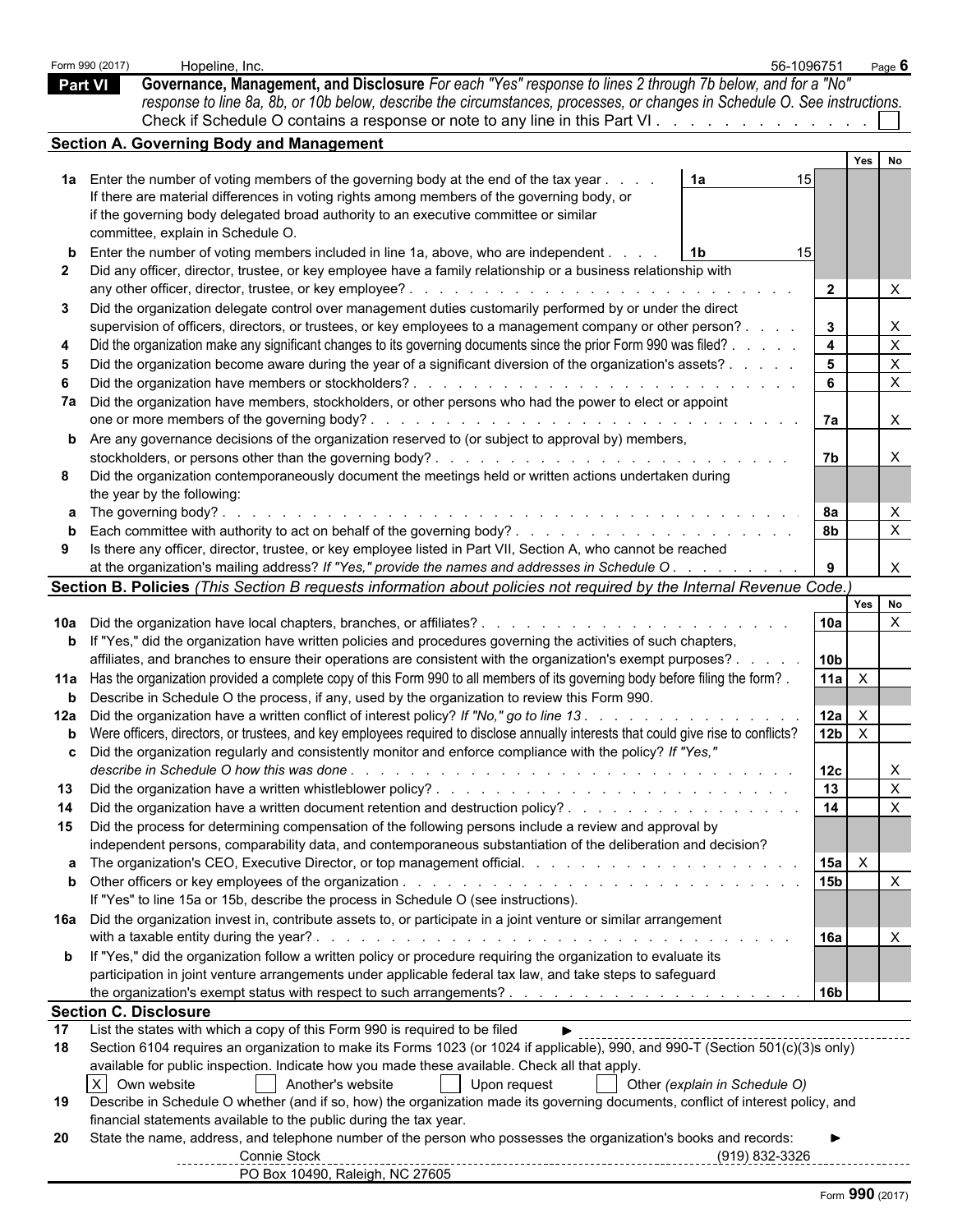Form 990 (2017) Hopeline, Inc. 56-1096751 Page **6**

## Part VI Governance, Management, and Disclosure

*For each "Yes" response to lines 2 through 7b below, and for a "No" response to line 8a, 8b, or 10b below, describe the circumstances, processes, or changes in Schedule O. See instructions.*

Check if Schedule O contains a response or note to any line in this Part VI . . . . . . . . . . . . . ☐

### Section A. Governing Body and Management

| | | | | Yes | No |
|---|---|---|---|---|---|
| **1a** | Enter the number of voting members of the governing body at the end of the tax year . . . . If there are material differences in voting rights among members of the governing body, or if the governing body delegated broad authority to an executive committee or similar committee, explain in Schedule O. | 1a | 15 | | |
| **b** | Enter the number of voting members included in line 1a, above, who are independent . . . . | 1b | 15 | | |
| **2** | Did any officer, director, trustee, or key employee have a family relationship or a business relationship with any other officer, director, trustee, or key employee? | | 2 | | X |
| **3** | Did the organization delegate control over management duties customarily performed by or under the direct supervision of officers, directors, or trustees, or key employees to a management company or other person? | | 3 | | X |
| **4** | Did the organization make any significant changes to its governing documents since the prior Form 990 was filed? | | 4 | | X |
| **5** | Did the organization become aware during the year of a significant diversion of the organization's assets? | | 5 | | X |
| **6** | Did the organization have members or stockholders? | | 6 | | X |
| **7a** | Did the organization have members, stockholders, or other persons who had the power to elect or appoint one or more members of the governing body? | | 7a | | X |
| **b** | Are any governance decisions of the organization reserved to (or subject to approval by) members, stockholders, or persons other than the governing body? | | 7b | | X |
| **8** | Did the organization contemporaneously document the meetings held or written actions undertaken during the year by the following: | | | | |
| **a** | The governing body? | | 8a | | X |
| **b** | Each committee with authority to act on behalf of the governing body? | | 8b | | X |
| **9** | Is there any officer, director, trustee, or key employee listed in Part VII, Section A, who cannot be reached at the organization's mailing address? *If "Yes," provide the names and addresses in Schedule O* | | 9 | | X |

### Section B. Policies *(This Section B requests information about policies not required by the Internal Revenue Code.)*

| | | | Yes | No |
|---|---|---|---|---|
| **10a** | Did the organization have local chapters, branches, or affiliates? | 10a | | X |
| **b** | If "Yes," did the organization have written policies and procedures governing the activities of such chapters, affiliates, and branches to ensure their operations are consistent with the organization's exempt purposes? | 10b | | |
| **11a** | Has the organization provided a complete copy of this Form 990 to all members of its governing body before filing the form? | 11a | X | |
| **b** | Describe in Schedule O the process, if any, used by the organization to review this Form 990. | | | |
| **12a** | Did the organization have a written conflict of interest policy? *If "No," go to line 13* | 12a | X | |
| **b** | Were officers, directors, or trustees, and key employees required to disclose annually interests that could give rise to conflicts? | 12b | X | |
| **c** | Did the organization regularly and consistently monitor and enforce compliance with the policy? *If "Yes," describe in Schedule O how this was done* | 12c | | X |
| **13** | Did the organization have a written whistleblower policy? | 13 | | X |
| **14** | Did the organization have a written document retention and destruction policy? | 14 | | X |
| **15** | Did the process for determining compensation of the following persons include a review and approval by independent persons, comparability data, and contemporaneous substantiation of the deliberation and decision? | | | |
| **a** | The organization's CEO, Executive Director, or top management official. | 15a | X | |
| **b** | Other officers or key employees of the organization. If "Yes" to line 15a or 15b, describe the process in Schedule O (see instructions). | 15b | | X |
| **16a** | Did the organization invest in, contribute assets to, or participate in a joint venture or similar arrangement with a taxable entity during the year? | 16a | | X |
| **b** | If "Yes," did the organization follow a written policy or procedure requiring the organization to evaluate its participation in joint venture arrangements under applicable federal tax law, and take steps to safeguard the organization's exempt status with respect to such arrangements? | 16b | | |

### Section C. Disclosure

**17** List the states with which a copy of this Form 990 is required to be filed ►

**18** Section 6104 requires an organization to make its Forms 1023 (or 1024 if applicable), 990, and 990-T (Section 501(c)(3)s only) available for public inspection. Indicate how you made these available. Check all that apply.

☒ Own website ☐ Another's website ☐ Upon request ☐ Other *(explain in Schedule O)*

**19** Describe in Schedule O whether (and if so, how) the organization made its governing documents, conflict of interest policy, and financial statements available to the public during the tax year.

**20** State the name, address, and telephone number of the person who possesses the organization's books and records: ►

Connie Stock (919) 832-3326
PO Box 10490, Raleigh, NC 27605

Form **990** (2017)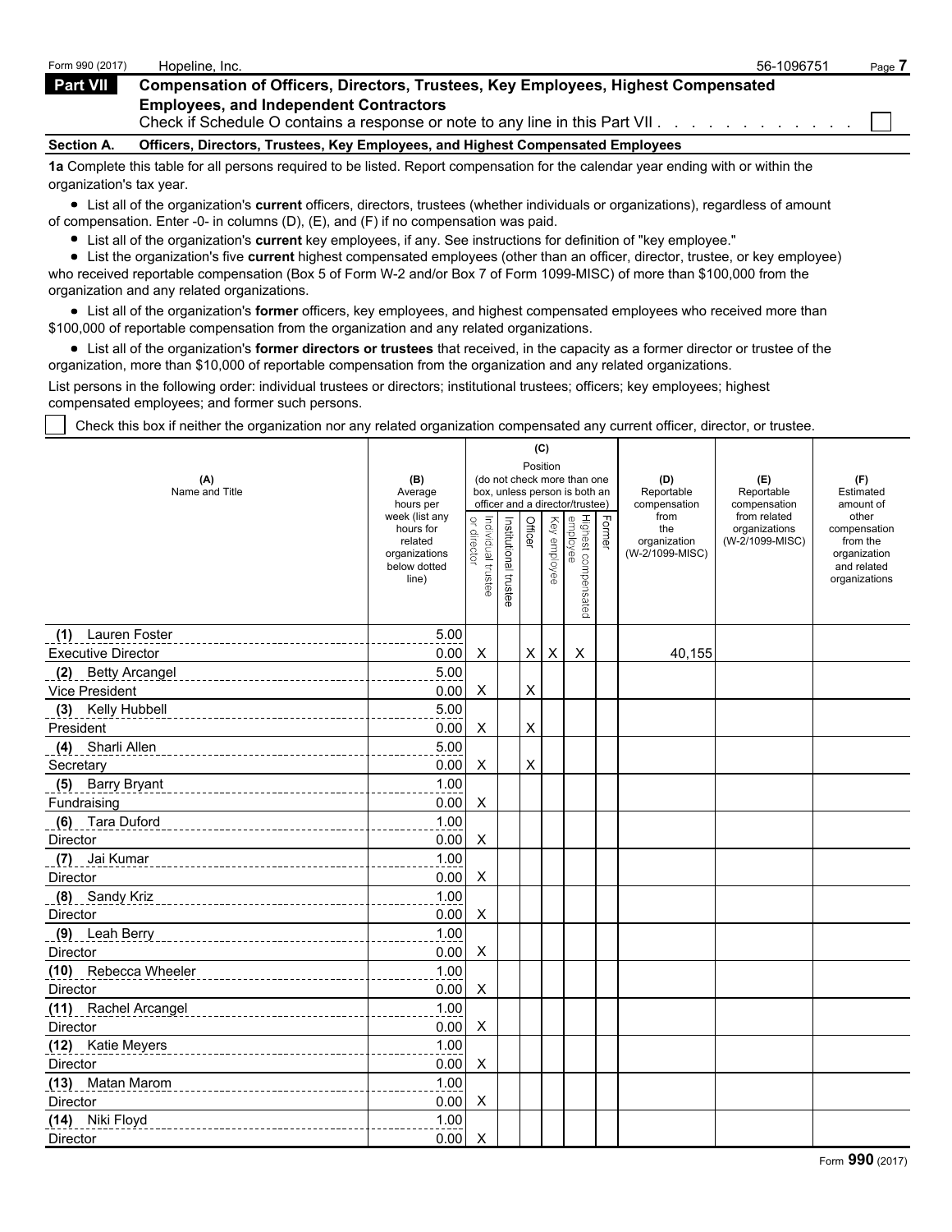Form 990 (2017) Hopeline, Inc. 56-1096751

## Part VII Compensation of Officers, Directors, Trustees, Key Employees, Highest Compensated Employees, and Independent Contractors

Check if Schedule O contains a response or note to any line in this Part VII . . . . . . . . . . . . ☐

### Section A. Officers, Directors, Trustees, Key Employees, and Highest Compensated Employees

**1a** Complete this table for all persons required to be listed. Report compensation for the calendar year ending with or within the organization's tax year.

- List all of the organization's **current** officers, directors, trustees (whether individuals or organizations), regardless of amount of compensation. Enter -0- in columns (D), (E), and (F) if no compensation was paid.
- List all of the organization's **current** key employees, if any. See instructions for definition of "key employee."
- List the organization's five **current** highest compensated employees (other than an officer, director, trustee, or key employee) who received reportable compensation (Box 5 of Form W-2 and/or Box 7 of Form 1099-MISC) of more than $100,000 from the organization and any related organizations.
- List all of the organization's **former** officers, key employees, and highest compensated employees who received more than $100,000 of reportable compensation from the organization and any related organizations.
- List all of the organization's **former directors or trustees** that received, in the capacity as a former director or trustee of the organization, more than $10,000 of reportable compensation from the organization and any related organizations.

List persons in the following order: individual trustees or directors; institutional trustees; officers; key employees; highest compensated employees; and former such persons.

☐ Check this box if neither the organization nor any related organization compensated any current officer, director, or trustee.

| (A) Name and Title | (B) Average hours per week (list any hours for related organizations below dotted line) | (C) Position (do not check more than one box, unless person is both an officer and a director/trustee) | | | | | | (D) Reportable compensation from the organization (W-2/1099-MISC) | (E) Reportable compensation from related organizations (W-2/1099-MISC) | (F) Estimated amount of other compensation from the organization and related organizations |
|---|---|---|---|---|---|---|---|---|---|---|
| | | Individual trustee or director | Institutional trustee | Officer | Key employee | Highest compensated employee | Former | | | |
| (1) Lauren Foster<br>Executive Director | 5.00<br>0.00 | X | | X | X | X | | 40,155 | | |
| (2) Betty Arcangel<br>Vice President | 5.00<br>0.00 | X | | X | | | | | | |
| (3) Kelly Hubbell<br>President | 5.00<br>0.00 | X | | X | | | | | | |
| (4) Sharli Allen<br>Secretary | 5.00<br>0.00 | X | | X | | | | | | |
| (5) Barry Bryant<br>Fundraising | 1.00<br>0.00 | X | | | | | | | | |
| (6) Tara Duford<br>Director | 1.00<br>0.00 | X | | | | | | | | |
| (7) Jai Kumar<br>Director | 1.00<br>0.00 | X | | | | | | | | |
| (8) Sandy Kriz<br>Director | 1.00<br>0.00 | X | | | | | | | | |
| (9) Leah Berry<br>Director | 1.00<br>0.00 | X | | | | | | | | |
| (10) Rebecca Wheeler<br>Director | 1.00<br>0.00 | X | | | | | | | | |
| (11) Rachel Arcangel<br>Director | 1.00<br>0.00 | X | | | | | | | | |
| (12) Katie Meyers<br>Director | 1.00<br>0.00 | X | | | | | | | | |
| (13) Matan Marom<br>Director | 1.00<br>0.00 | X | | | | | | | | |
| (14) Niki Floyd<br>Director | 1.00<br>0.00 | X | | | | | | | | |

Form **990** (2017)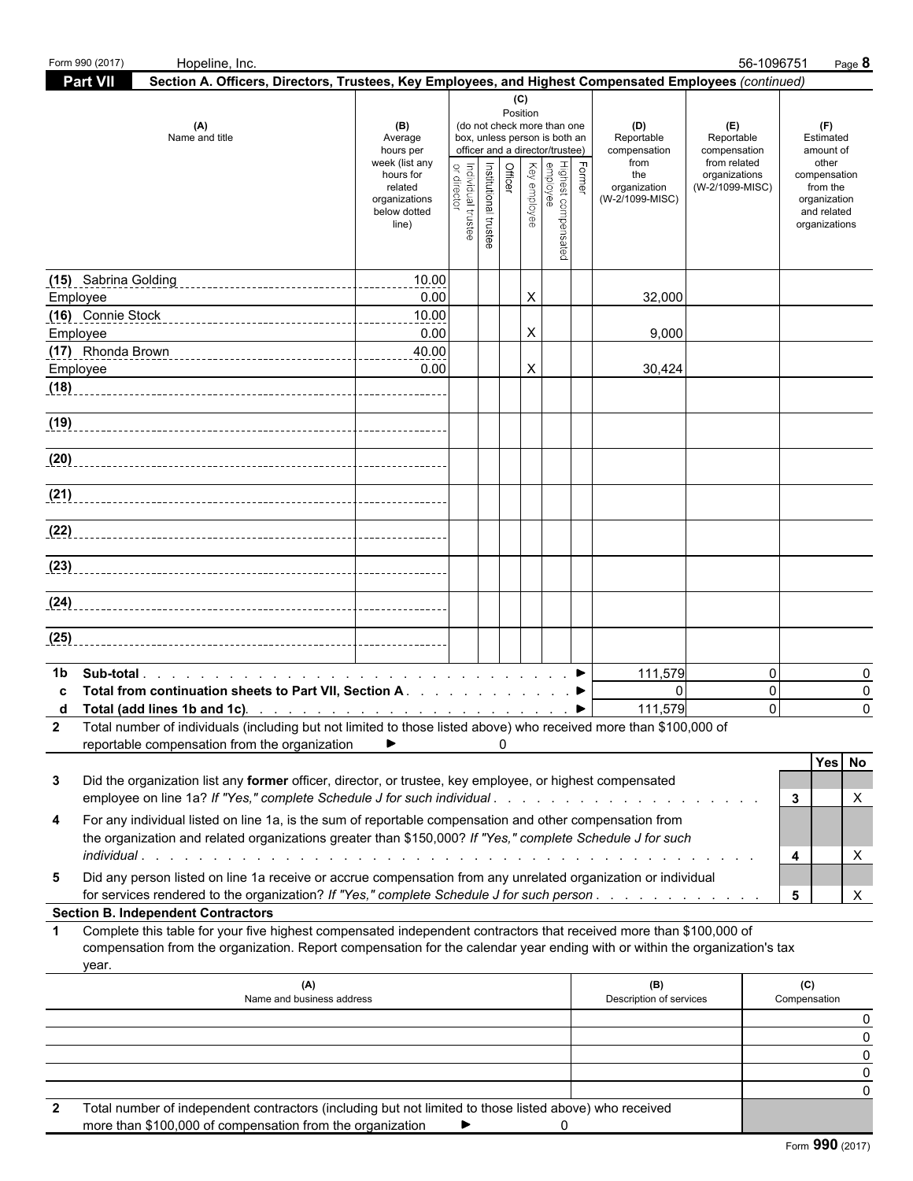Form 990 (2017) Hopeline, Inc. 56-1096751

**Part VII Section A. Officers, Directors, Trustees, Key Employees, and Highest Compensated Employees** *(continued)*

| (A) Name and title | (B) Average hours per week (list any hours for related organizations below dotted line) | (C) Position (do not check more than one box, unless person is both an officer and a director/trustee) Individual trustee or director | Institutional trustee | Officer | Key employee | Highest compensated employee | Former | (D) Reportable compensation from the organization (W-2/1099-MISC) | (E) Reportable compensation from related organizations (W-2/1099-MISC) | (F) Estimated amount of other compensation from the organization and related organizations |
|---|---|---|---|---|---|---|---|---|---|---|
| (15) Sabrina Golding<br>Employee | 10.00<br>0.00 | | | | X | | | 32,000 | | |
| (16) Connie Stock<br>Employee | 10.00<br>0.00 | | | | X | | | 9,000 | | |
| (17) Rhonda Brown<br>Employee | 40.00<br>0.00 | | | | X | | | 30,424 | | |
| (18) | | | | | | | | | | |
| (19) | | | | | | | | | | |
| (20) | | | | | | | | | | |
| (21) | | | | | | | | | | |
| (22) | | | | | | | | | | |
| (23) | | | | | | | | | | |
| (24) | | | | | | | | | | |
| (25) | | | | | | | | | | |

| | | (D) | (E) | (F) |
|---|---|---|---|---|
| 1b | Sub-total . . . ► | 111,579 | 0 | 0 |
| c | Total from continuation sheets to Part VII, Section A . . . ► | 0 | 0 | 0 |
| d | Total (add lines 1b and 1c). . . ► | 111,579 | 0 | 0 |

**2** Total number of individuals (including but not limited to those listed above) who received more than $100,000 of reportable compensation from the organization ► 0

| | | | Yes | No |
|---|---|---|---|---|
| 3 | Did the organization list any **former** officer, director, or trustee, key employee, or highest compensated employee on line 1a? *If "Yes," complete Schedule J for such individual* . . . | 3 | | X |
| 4 | For any individual listed on line 1a, is the sum of reportable compensation and other compensation from the organization and related organizations greater than $150,000? *If "Yes," complete Schedule J for such individual* . . . | 4 | | X |
| 5 | Did any person listed on line 1a receive or accrue compensation from any unrelated organization or individual for services rendered to the organization? *If "Yes," complete Schedule J for such person* . . . | 5 | | X |

**Section B. Independent Contractors**

**1** Complete this table for your five highest compensated independent contractors that received more than $100,000 of compensation from the organization. Report compensation for the calendar year ending with or within the organization's tax year.

| (A) Name and business address | (B) Description of services | (C) Compensation |
|---|---|---|
| | | 0 |
| | | 0 |
| | | 0 |
| | | 0 |
| | | 0 |

**2** Total number of independent contractors (including but not limited to those listed above) who received more than $100,000 of compensation from the organization ► 0

Form **990** (2017)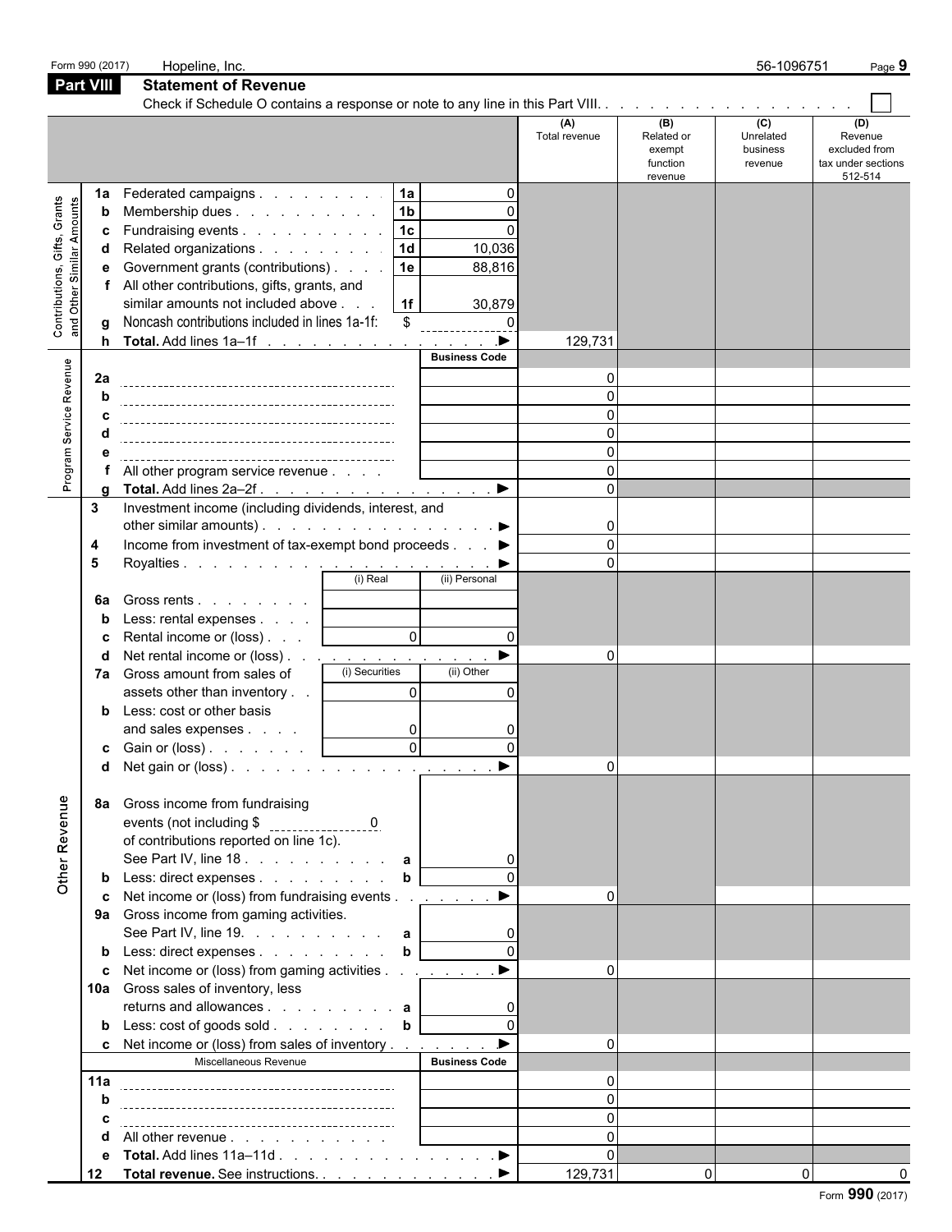## Part VIII Statement of Revenue

Check if Schedule O contains a response or note to any line in this Part VIII. . . . . . . . . . . . . . . . . . . ☐

| | | | | (A) Total revenue | (B) Related or exempt function revenue | (C) Unrelated business revenue | (D) Revenue excluded from tax under sections 512-514 |
|---|---|---|---|---|---|---|---|
| **Contributions, Gifts, Grants and Other Similar Amounts** | 1a | Federated campaigns . . . . . . . . . | 1a | 0 | | | |
| | b | Membership dues . . . . . . . . . . | 1b | 0 | | | |
| | c | Fundraising events . . . . . . . . . . | 1c | 0 | | | |
| | d | Related organizations . . . . . . . . . | 1d | 10,036 | | | |
| | e | Government grants (contributions) . . . . | 1e | 88,816 | | | |
| | f | All other contributions, gifts, grants, and similar amounts not included above . . . | 1f | 30,879 | | | |
| | g | Noncash contributions included in lines 1a-1f: $ 0 | | | | | |
| | h | **Total.** Add lines 1a–1f . . . . . . . . . . . . . . . . ▶ | | 129,731 | | | |
| **Program Service Revenue** | | | Business Code | | | | |
| | 2a | | | 0 | | | |
| | b | | | 0 | | | |
| | c | | | 0 | | | |
| | d | | | 0 | | | |
| | e | | | 0 | | | |
| | f | All other program service revenue . . . . | | 0 | | | |
| | g | **Total.** Add lines 2a–2f . . . . . . . . . . . . . . . . ▶ | | 0 | | | |
| **Other Revenue** | 3 | Investment income (including dividends, interest, and other similar amounts) . . . . . . . . . . . . . . . . ▶ | | 0 | | | |
| | 4 | Income from investment of tax-exempt bond proceeds . . . ▶ | | 0 | | | |
| | 5 | Royalties . . . . . . . . . . . . . . . . . . . . . ▶ | | 0 | | | |
| | | | (i) Real / (ii) Personal | | | | |
| | 6a | Gross rents . . . . . . . . | | | | | |
| | b | Less: rental expenses . . . . | | | | | |
| | c | Rental income or (loss) . . . | (i) 0 / (ii) 0 | | | | |
| | d | Net rental income or (loss) . . . . . . . . . . . . . . ▶ | | 0 | | | |
| | 7a | Gross amount from sales of assets other than inventory . . | (i) Securities 0 / (ii) Other 0 | | | | |
| | b | Less: cost or other basis and sales expenses . . . . | (i) 0 / (ii) 0 | | | | |
| | c | Gain or (loss) . . . . . . . | (i) 0 / (ii) 0 | | | | |
| | d | Net gain or (loss) . . . . . . . . . . . . . . . . . . ▶ | | 0 | | | |
| | 8a | Gross income from fundraising events (not including $ 0 of contributions reported on line 1c). See Part IV, line 18 . . . . . . . . . . a | | 0 | | | |
| | b | Less: direct expenses . . . . . . . . . b | | 0 | | | |
| | c | Net income or (loss) from fundraising events . . . . . . . ▶ | | 0 | | | |
| | 9a | Gross income from gaming activities. See Part IV, line 19. . . . . . . . . . a | | 0 | | | |
| | b | Less: direct expenses . . . . . . . . . b | | 0 | | | |
| | c | Net income or (loss) from gaming activities . . . . . . . . ▶ | | 0 | | | |
| | 10a | Gross sales of inventory, less returns and allowances . . . . . . . . . . a | | 0 | | | |
| | b | Less: cost of goods sold . . . . . . . . b | | 0 | | | |
| | c | Net income or (loss) from sales of inventory . . . . . . . . ▶ | | 0 | | | |
| | | Miscellaneous Revenue | Business Code | | | | |
| | 11a | | | 0 | | | |
| | b | | | 0 | | | |
| | c | | | 0 | | | |
| | d | All other revenue . . . . . . . . . . . | | 0 | | | |
| | e | **Total.** Add lines 11a–11d . . . . . . . . . . . . . . . ▶ | | 0 | | | |
| | 12 | **Total revenue.** See instructions. . . . . . . . . . . . . ▶ | | 129,731 | 0 | 0 | 0 |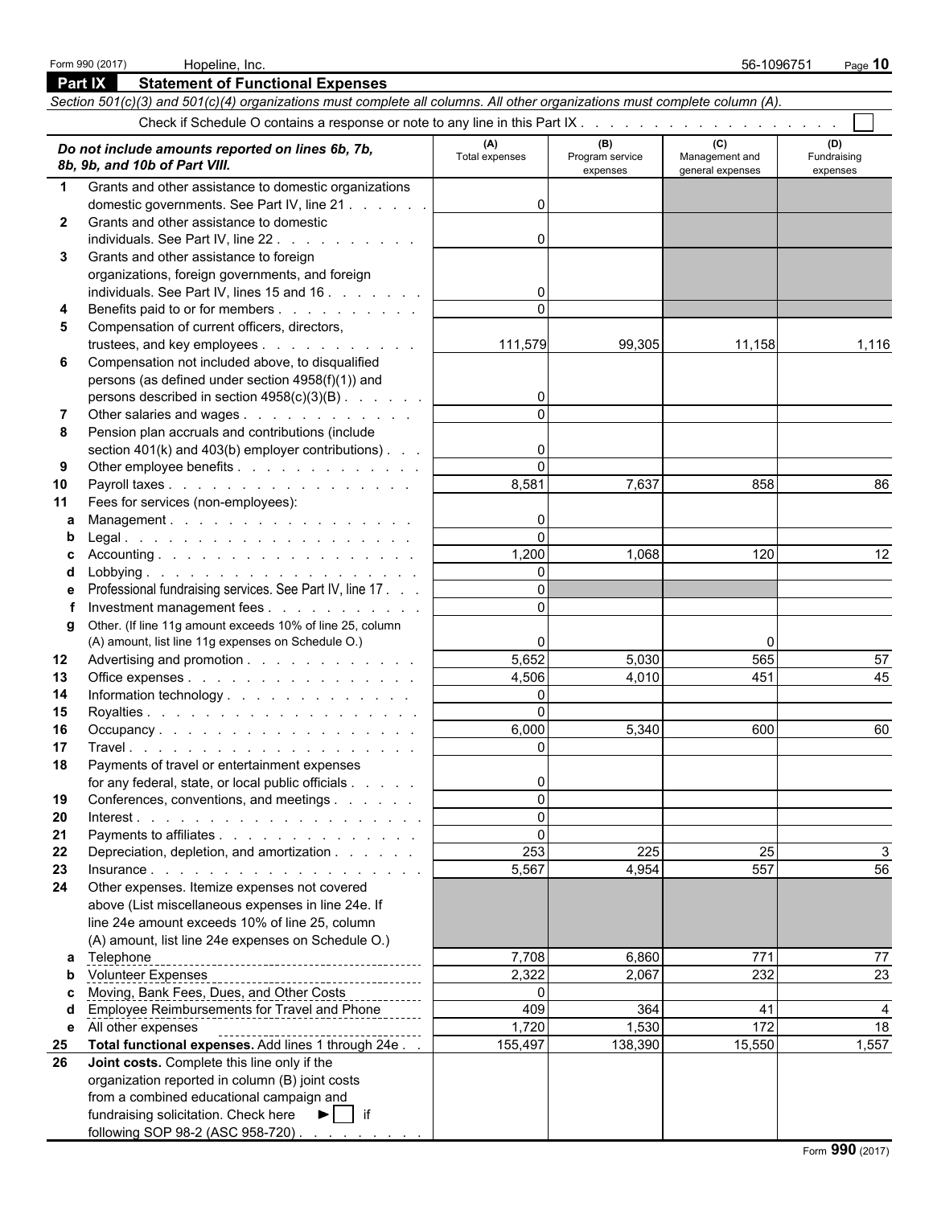Form 990 (2017) Hopeline, Inc. 56-1096751

## Part IX Statement of Functional Expenses

*Section 501(c)(3) and 501(c)(4) organizations must complete all columns. All other organizations must complete column (A).*

Check if Schedule O contains a response or note to any line in this Part IX . . . . . . . . . . . . . . . . . . . ☐

| *Do not include amounts reported on lines 6b, 7b, 8b, 9b, and 10b of Part VIII.* | (A) Total expenses | (B) Program service expenses | (C) Management and general expenses | (D) Fundraising expenses |
|---|---|---|---|---|
| **1** Grants and other assistance to domestic organizations domestic governments. See Part IV, line 21 | 0 | | | |
| **2** Grants and other assistance to domestic individuals. See Part IV, line 22 | 0 | | | |
| **3** Grants and other assistance to foreign organizations, foreign governments, and foreign individuals. See Part IV, lines 15 and 16 | 0 | | | |
| **4** Benefits paid to or for members | 0 | | | |
| **5** Compensation of current officers, directors, trustees, and key employees | 111,579 | 99,305 | 11,158 | 1,116 |
| **6** Compensation not included above, to disqualified persons (as defined under section 4958(f)(1)) and persons described in section 4958(c)(3)(B) | 0 | | | |
| **7** Other salaries and wages | 0 | | | |
| **8** Pension plan accruals and contributions (include section 401(k) and 403(b) employer contributions) | 0 | | | |
| **9** Other employee benefits | 0 | | | |
| **10** Payroll taxes | 8,581 | 7,637 | 858 | 86 |
| **11** Fees for services (non-employees): | | | | |
| **a** Management | 0 | | | |
| **b** Legal | 0 | | | |
| **c** Accounting | 1,200 | 1,068 | 120 | 12 |
| **d** Lobbying | 0 | | | |
| **e** Professional fundraising services. See Part IV, line 17 | 0 | | | |
| **f** Investment management fees | 0 | | | |
| **g** Other. (If line 11g amount exceeds 10% of line 25, column (A) amount, list line 11g expenses on Schedule O.) | 0 | | 0 | |
| **12** Advertising and promotion | 5,652 | 5,030 | 565 | 57 |
| **13** Office expenses | 4,506 | 4,010 | 451 | 45 |
| **14** Information technology | 0 | | | |
| **15** Royalties | 0 | | | |
| **16** Occupancy | 6,000 | 5,340 | 600 | 60 |
| **17** Travel | 0 | | | |
| **18** Payments of travel or entertainment expenses for any federal, state, or local public officials | 0 | | | |
| **19** Conferences, conventions, and meetings | 0 | | | |
| **20** Interest | 0 | | | |
| **21** Payments to affiliates | 0 | | | |
| **22** Depreciation, depletion, and amortization | 253 | 225 | 25 | 3 |
| **23** Insurance | 5,567 | 4,954 | 557 | 56 |
| **24** Other expenses. Itemize expenses not covered above (List miscellaneous expenses in line 24e. If line 24e amount exceeds 10% of line 25, column (A) amount, list line 24e expenses on Schedule O.) | | | | |
| **a** Telephone | 7,708 | 6,860 | 771 | 77 |
| **b** Volunteer Expenses | 2,322 | 2,067 | 232 | 23 |
| **c** Moving, Bank Fees, Dues, and Other Costs | 0 | | | |
| **d** Employee Reimbursements for Travel and Phone | 409 | 364 | 41 | 4 |
| **e** All other expenses | 1,720 | 1,530 | 172 | 18 |
| **25** **Total functional expenses.** Add lines 1 through 24e | 155,497 | 138,390 | 15,550 | 1,557 |
| **26** **Joint costs.** Complete this line only if the organization reported in column (B) joint costs from a combined educational campaign and fundraising solicitation. Check here ► ☐ if following SOP 98-2 (ASC 958-720) | | | | |

Form **990** (2017)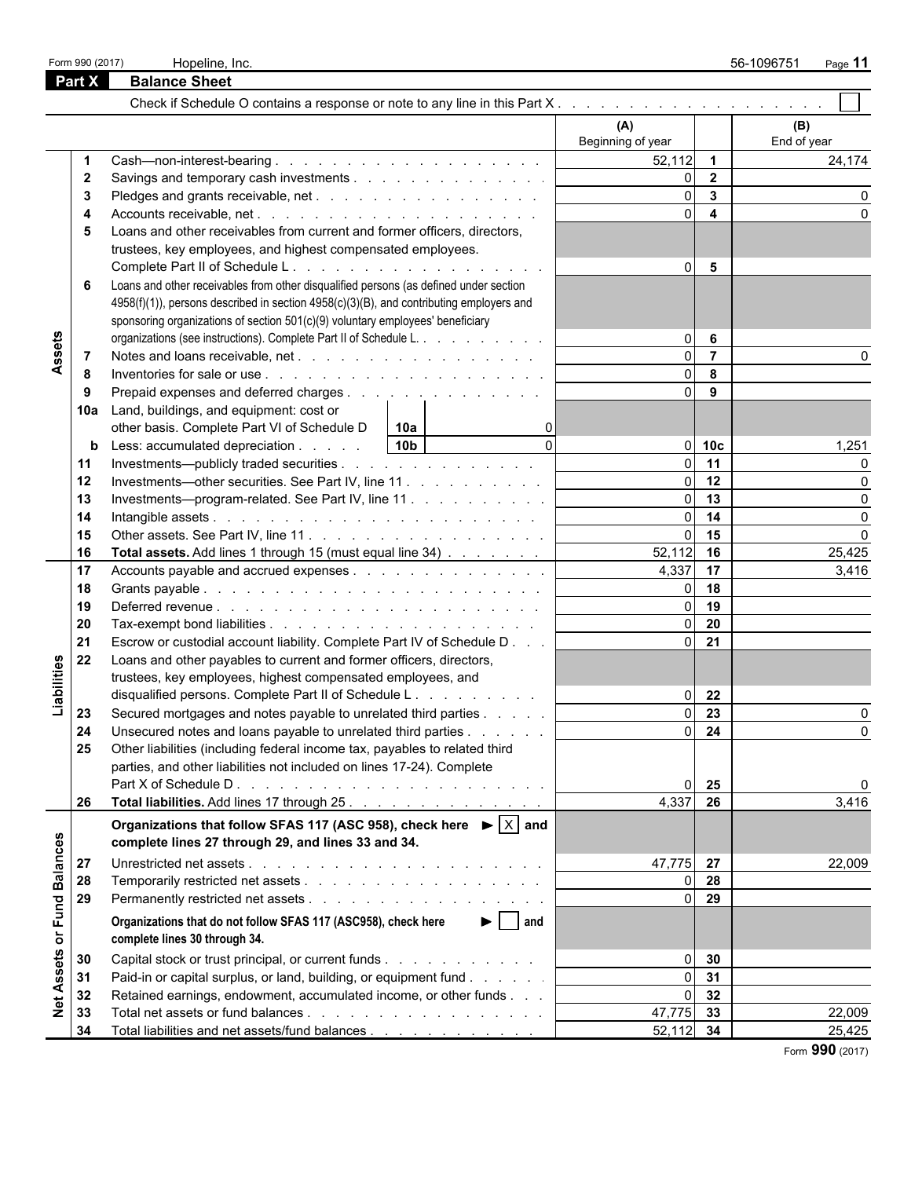Form 990 (2017) Hopeline, Inc. 56-1096751

## Part X Balance Sheet

Check if Schedule O contains a response or note to any line in this Part X . . . . . . . . . . . . . . . . . . . . ☐

| Section | Line | Description | (A) Beginning of year | Line | (B) End of year |
|---|---|---|---|---|---|
| Assets | 1 | Cash—non-interest-bearing | 52,112 | 1 | 24,174 |
| | 2 | Savings and temporary cash investments | 0 | 2 | |
| | 3 | Pledges and grants receivable, net | 0 | 3 | 0 |
| | 4 | Accounts receivable, net | 0 | 4 | 0 |
| | 5 | Loans and other receivables from current and former officers, directors, trustees, key employees, and highest compensated employees. Complete Part II of Schedule L | 0 | 5 | |
| | 6 | Loans and other receivables from other disqualified persons (as defined under section 4958(f)(1)), persons described in section 4958(c)(3)(B), and contributing employers and sponsoring organizations of section 501(c)(9) voluntary employees' beneficiary organizations (see instructions). Complete Part II of Schedule L | 0 | 6 | |
| | 7 | Notes and loans receivable, net | 0 | 7 | 0 |
| | 8 | Inventories for sale or use | 0 | 8 | |
| | 9 | Prepaid expenses and deferred charges | 0 | 9 | |
| | 10a | Land, buildings, and equipment: cost or other basis. Complete Part VI of Schedule D — 10a: 0 | | | |
| | b | Less: accumulated depreciation — 10b: 0 | 0 | 10c | 1,251 |
| | 11 | Investments—publicly traded securities | 0 | 11 | 0 |
| | 12 | Investments—other securities. See Part IV, line 11 | 0 | 12 | 0 |
| | 13 | Investments—program-related. See Part IV, line 11 | 0 | 13 | 0 |
| | 14 | Intangible assets | 0 | 14 | 0 |
| | 15 | Other assets. See Part IV, line 11 | 0 | 15 | 0 |
| | 16 | **Total assets.** Add lines 1 through 15 (must equal line 34) | 52,112 | 16 | 25,425 |
| Liabilities | 17 | Accounts payable and accrued expenses | 4,337 | 17 | 3,416 |
| | 18 | Grants payable | 0 | 18 | |
| | 19 | Deferred revenue | 0 | 19 | |
| | 20 | Tax-exempt bond liabilities | 0 | 20 | |
| | 21 | Escrow or custodial account liability. Complete Part IV of Schedule D | 0 | 21 | |
| | 22 | Loans and other payables to current and former officers, directors, trustees, key employees, highest compensated employees, and disqualified persons. Complete Part II of Schedule L | 0 | 22 | |
| | 23 | Secured mortgages and notes payable to unrelated third parties | 0 | 23 | 0 |
| | 24 | Unsecured notes and loans payable to unrelated third parties | 0 | 24 | 0 |
| | 25 | Other liabilities (including federal income tax, payables to related third parties, and other liabilities not included on lines 17-24). Complete Part X of Schedule D | 0 | 25 | 0 |
| | 26 | **Total liabilities.** Add lines 17 through 25 | 4,337 | 26 | 3,416 |
| Net Assets or Fund Balances | | **Organizations that follow SFAS 117 (ASC 958), check here ► ☒ and complete lines 27 through 29, and lines 33 and 34.** | | | |
| | 27 | Unrestricted net assets | 47,775 | 27 | 22,009 |
| | 28 | Temporarily restricted net assets | 0 | 28 | |
| | 29 | Permanently restricted net assets | 0 | 29 | |
| | | **Organizations that do not follow SFAS 117 (ASC958), check here ► ☐ and complete lines 30 through 34.** | | | |
| | 30 | Capital stock or trust principal, or current funds | 0 | 30 | |
| | 31 | Paid-in or capital surplus, or land, building, or equipment fund | 0 | 31 | |
| | 32 | Retained earnings, endowment, accumulated income, or other funds | 0 | 32 | |
| | 33 | Total net assets or fund balances | 47,775 | 33 | 22,009 |
| | 34 | Total liabilities and net assets/fund balances | 52,112 | 34 | 25,425 |

Form **990** (2017)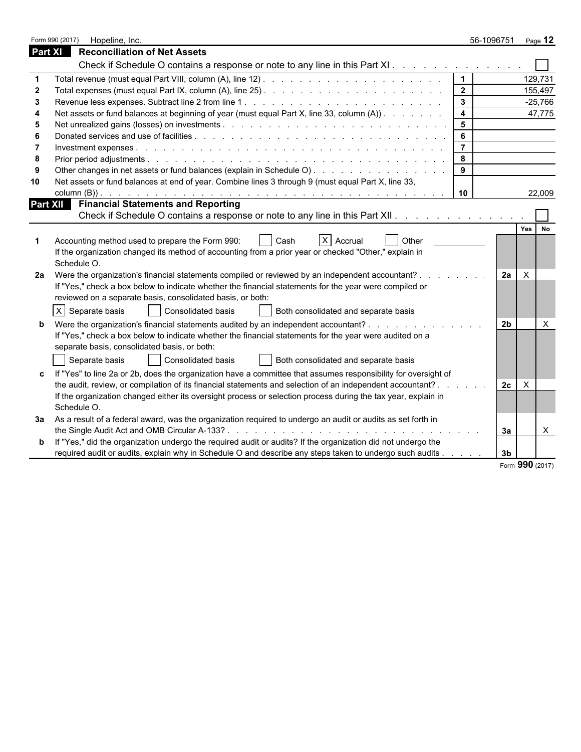Form 990 (2017) Hopeline, Inc. 56-1096751

## Part XI Reconciliation of Net Assets

Check if Schedule O contains a response or note to any line in this Part XI . . . . . . . . . . . . . . ☐

| | | | |
|---|---|---|---|
| 1 | Total revenue (must equal Part VIII, column (A), line 12) | 1 | 129,731 |
| 2 | Total expenses (must equal Part IX, column (A), line 25) | 2 | 155,497 |
| 3 | Revenue less expenses. Subtract line 2 from line 1 | 3 | -25,766 |
| 4 | Net assets or fund balances at beginning of year (must equal Part X, line 33, column (A)) | 4 | 47,775 |
| 5 | Net unrealized gains (losses) on investments | 5 | |
| 6 | Donated services and use of facilities | 6 | |
| 7 | Investment expenses | 7 | |
| 8 | Prior period adjustments | 8 | |
| 9 | Other changes in net assets or fund balances (explain in Schedule O) | 9 | |
| 10 | Net assets or fund balances at end of year. Combine lines 3 through 9 (must equal Part X, line 33, column (B)) | 10 | 22,009 |

## Part XII Financial Statements and Reporting

Check if Schedule O contains a response or note to any line in this Part XII . . . . . . . . . . . . . ☐

| | | | Yes | No |
|---|---|---|---|---|
| 1 | Accounting method used to prepare the Form 990: ☐ Cash ☒ Accrual ☐ Other<br>If the organization changed its method of accounting from a prior year or checked "Other," explain in Schedule O. | | | |
| 2a | Were the organization's financial statements compiled or reviewed by an independent accountant?<br>If "Yes," check a box below to indicate whether the financial statements for the year were compiled or reviewed on a separate basis, consolidated basis, or both:<br>☒ Separate basis ☐ Consolidated basis ☐ Both consolidated and separate basis | 2a | X | |
| b | Were the organization's financial statements audited by an independent accountant?<br>If "Yes," check a box below to indicate whether the financial statements for the year were audited on a separate basis, consolidated basis, or both:<br>☐ Separate basis ☐ Consolidated basis ☐ Both consolidated and separate basis | 2b | | X |
| c | If "Yes" to line 2a or 2b, does the organization have a committee that assumes responsibility for oversight of the audit, review, or compilation of its financial statements and selection of an independent accountant?<br>If the organization changed either its oversight process or selection process during the tax year, explain in Schedule O. | 2c | X | |
| 3a | As a result of a federal award, was the organization required to undergo an audit or audits as set forth in the Single Audit Act and OMB Circular A-133? | 3a | | X |
| b | If "Yes," did the organization undergo the required audit or audits? If the organization did not undergo the required audit or audits, explain why in Schedule O and describe any steps taken to undergo such audits | 3b | | |

Form **990** (2017)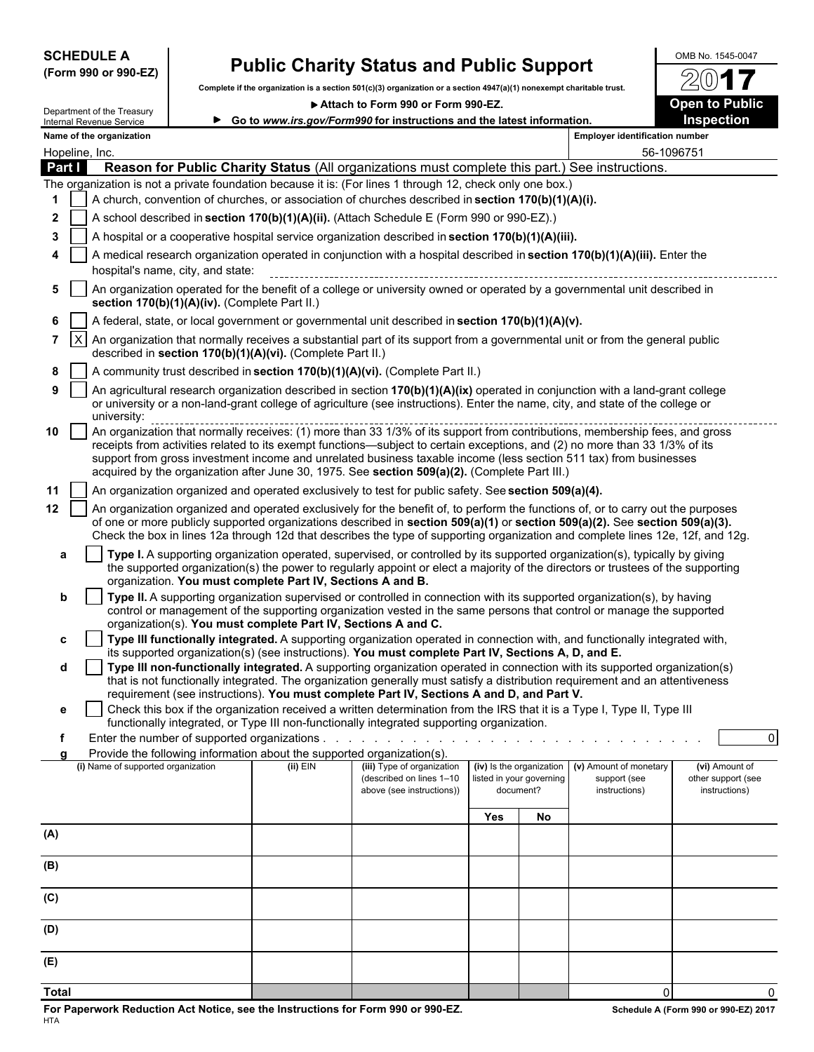**SCHEDULE A**
**(Form 990 or 990-EZ)**

Department of the Treasury
Internal Revenue Service

# Public Charity Status and Public Support

**Complete if the organization is a section 501(c)(3) organization or a section 4947(a)(1) nonexempt charitable trust.**

▶ **Attach to Form 990 or Form 990-EZ.**

▶ **Go to *www.irs.gov/Form990* for instructions and the latest information.**

OMB No. 1545-0047

**2017**

**Open to Public Inspection**

**Name of the organization**: Hopeline, Inc.

**Employer identification number**: 56-1096751

## Part I Reason for Public Charity Status (All organizations must complete this part.) See instructions.

The organization is not a private foundation because it is: (For lines 1 through 12, check only one box.)

1. [ ] A church, convention of churches, or association of churches described in **section 170(b)(1)(A)(i).**
2. [ ] A school described in **section 170(b)(1)(A)(ii).** (Attach Schedule E (Form 990 or 990-EZ).)
3. [ ] A hospital or a cooperative hospital service organization described in **section 170(b)(1)(A)(iii).**
4. [ ] A medical research organization operated in conjunction with a hospital described in **section 170(b)(1)(A)(iii).** Enter the hospital's name, city, and state:
5. [ ] An organization operated for the benefit of a college or university owned or operated by a governmental unit described in **section 170(b)(1)(A)(iv).** (Complete Part II.)
6. [ ] A federal, state, or local government or governmental unit described in **section 170(b)(1)(A)(v).**
7. [X] An organization that normally receives a substantial part of its support from a governmental unit or from the general public described in **section 170(b)(1)(A)(vi).** (Complete Part II.)
8. [ ] A community trust described in **section 170(b)(1)(A)(vi).** (Complete Part II.)
9. [ ] An agricultural research organization described in section **170(b)(1)(A)(ix)** operated in conjunction with a land-grant college or university or a non-land-grant college of agriculture (see instructions). Enter the name, city, and state of the college or university:
10. [ ] An organization that normally receives: (1) more than 33 1/3% of its support from contributions, membership fees, and gross receipts from activities related to its exempt functions—subject to certain exceptions, and (2) no more than 33 1/3% of its support from gross investment income and unrelated business taxable income (less section 511 tax) from businesses acquired by the organization after June 30, 1975. See **section 509(a)(2).** (Complete Part III.)
11. [ ] An organization organized and operated exclusively to test for public safety. See **section 509(a)(4).**
12. [ ] An organization organized and operated exclusively for the benefit of, to perform the functions of, or to carry out the purposes of one or more publicly supported organizations described in **section 509(a)(1)** or **section 509(a)(2).** See **section 509(a)(3).** Check the box in lines 12a through 12d that describes the type of supporting organization and complete lines 12e, 12f, and 12g.
   - **a** [ ] **Type I.** A supporting organization operated, supervised, or controlled by its supported organization(s), typically by giving the supported organization(s) the power to regularly appoint or elect a majority of the directors or trustees of the supporting organization. **You must complete Part IV, Sections A and B.**
   - **b** [ ] **Type II.** A supporting organization supervised or controlled in connection with its supported organization(s), by having control or management of the supporting organization vested in the same persons that control or manage the supported organization(s). **You must complete Part IV, Sections A and C.**
   - **c** [ ] **Type III functionally integrated.** A supporting organization operated in connection with, and functionally integrated with, its supported organization(s) (see instructions). **You must complete Part IV, Sections A, D, and E.**
   - **d** [ ] **Type III non-functionally integrated.** A supporting organization operated in connection with its supported organization(s) that is not functionally integrated. The organization generally must satisfy a distribution requirement and an attentiveness requirement (see instructions). **You must complete Part IV, Sections A and D, and Part V.**
   - **e** [ ] Check this box if the organization received a written determination from the IRS that it is a Type I, Type II, Type III functionally integrated, or Type III non-functionally integrated supporting organization.
   - **f** Enter the number of supported organizations . . . . . 0
   - **g** Provide the following information about the supported organization(s).

| (i) Name of supported organization | (ii) EIN | (iii) Type of organization (described on lines 1–10 above (see instructions)) | (iv) Is the organization listed in your governing document? | | (v) Amount of monetary support (see instructions) | (vi) Amount of other support (see instructions) |
|---|---|---|---|---|---|---|
| | | | Yes | No | | |
| (A) | | | | | | |
| (B) | | | | | | |
| (C) | | | | | | |
| (D) | | | | | | |
| (E) | | | | | | |
| Total | | | | | 0 | 0 |

**For Paperwork Reduction Act Notice, see the Instructions for Form 990 or 990-EZ.**
HTA

**Schedule A (Form 990 or 990-EZ) 2017**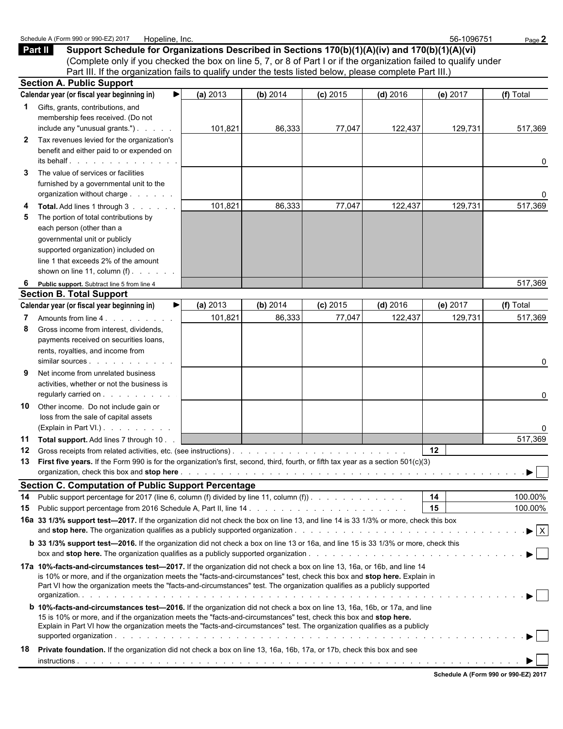Schedule A (Form 990 or 990-EZ) 2017 Hopeline, Inc. 56-1096751

## Part II Support Schedule for Organizations Described in Sections 170(b)(1)(A)(iv) and 170(b)(1)(A)(vi)

(Complete only if you checked the box on line 5, 7, or 8 of Part I or if the organization failed to qualify under Part III. If the organization fails to qualify under the tests listed below, please complete Part III.)

### Section A. Public Support

| Calendar year (or fiscal year beginning in) ► | (a) 2013 | (b) 2014 | (c) 2015 | (d) 2016 | (e) 2017 | (f) Total |
|---|---|---|---|---|---|---|
| 1 Gifts, grants, contributions, and membership fees received. (Do not include any "unusual grants.") | 101,821 | 86,333 | 77,047 | 122,437 | 129,731 | 517,369 |
| 2 Tax revenues levied for the organization's benefit and either paid to or expended on its behalf | | | | | | 0 |
| 3 The value of services or facilities furnished by a governmental unit to the organization without charge | | | | | | 0 |
| 4 **Total.** Add lines 1 through 3 | 101,821 | 86,333 | 77,047 | 122,437 | 129,731 | 517,369 |
| 5 The portion of total contributions by each person (other than a governmental unit or publicly supported organization) included on line 1 that exceeds 2% of the amount shown on line 11, column (f) | | | | | | |
| 6 **Public support.** Subtract line 5 from line 4 | | | | | | 517,369 |

### Section B. Total Support

| Calendar year (or fiscal year beginning in) ► | (a) 2013 | (b) 2014 | (c) 2015 | (d) 2016 | (e) 2017 | (f) Total |
|---|---|---|---|---|---|---|
| 7 Amounts from line 4 | 101,821 | 86,333 | 77,047 | 122,437 | 129,731 | 517,369 |
| 8 Gross income from interest, dividends, payments received on securities loans, rents, royalties, and income from similar sources | | | | | | 0 |
| 9 Net income from unrelated business activities, whether or not the business is regularly carried on | | | | | | 0 |
| 10 Other income. Do not include gain or loss from the sale of capital assets (Explain in Part VI.) | | | | | | 0 |
| 11 **Total support.** Add lines 7 through 10 | | | | | | 517,369 |

12 Gross receipts from related activities, etc. (see instructions) . . . 12

13 **First five years.** If the Form 990 is for the organization's first, second, third, fourth, or fifth tax year as a section 501(c)(3) organization, check this box and **stop here** ► ☐

### Section C. Computation of Public Support Percentage

14 Public support percentage for 2017 (line 6, column (f) divided by line 11, column (f)) . . . 14 100.00%

15 Public support percentage from 2016 Schedule A, Part II, line 14 . . . 15 100.00%

**16a 33 1/3% support test—2017.** If the organization did not check the box on line 13, and line 14 is 33 1/3% or more, check this box and **stop here.** The organization qualifies as a publicly supported organization ► ☒

**b 33 1/3% support test—2016.** If the organization did not check a box on line 13 or 16a, and line 15 is 33 1/3% or more, check this box and **stop here.** The organization qualifies as a publicly supported organization ► ☐

**17a 10%-facts-and-circumstances test—2017.** If the organization did not check a box on line 13, 16a, or 16b, and line 14 is 10% or more, and if the organization meets the "facts-and-circumstances" test, check this box and **stop here.** Explain in Part VI how the organization meets the "facts-and-circumstances" test. The organization qualifies as a publicly supported organization ► ☐

**b 10%-facts-and-circumstances test—2016.** If the organization did not check a box on line 13, 16a, 16b, or 17a, and line 15 is 10% or more, and if the organization meets the "facts-and-circumstances" test, check this box and **stop here.** Explain in Part VI how the organization meets the "facts-and-circumstances" test. The organization qualifies as a publicly supported organization ► ☐

**18 Private foundation.** If the organization did not check a box on line 13, 16a, 16b, 17a, or 17b, check this box and see instructions ► ☐

Schedule A (Form 990 or 990-EZ) 2017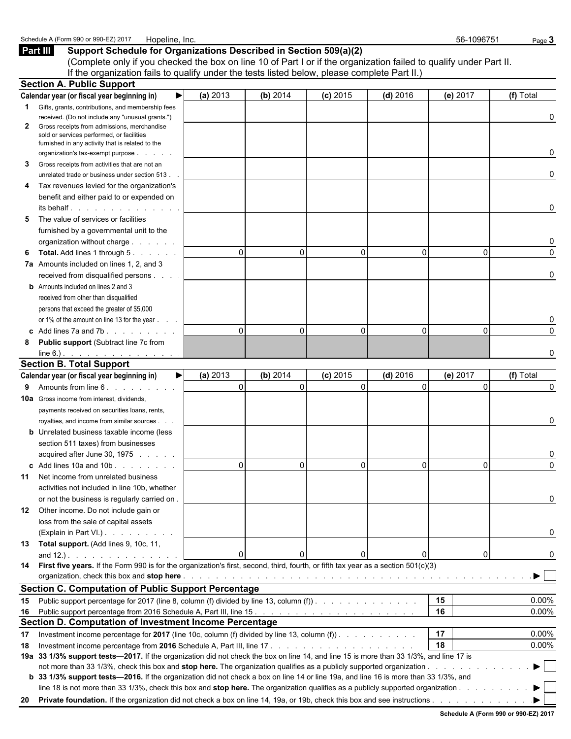Schedule A (Form 990 or 990-EZ) 2017 Hopeline, Inc. 56-1096751

## Part III Support Schedule for Organizations Described in Section 509(a)(2)

(Complete only if you checked the box on line 10 of Part I or if the organization failed to qualify under Part II. If the organization fails to qualify under the tests listed below, please complete Part II.)

### Section A. Public Support

| Calendar year (or fiscal year beginning in) ▶ | (a) 2013 | (b) 2014 | (c) 2015 | (d) 2016 | (e) 2017 | (f) Total |
|---|---|---|---|---|---|---|
| **1** Gifts, grants, contributions, and membership fees received. (Do not include any "unusual grants.") | | | | | | 0 |
| **2** Gross receipts from admissions, merchandise sold or services performed, or facilities furnished in any activity that is related to the organization's tax-exempt purpose | | | | | | 0 |
| **3** Gross receipts from activities that are not an unrelated trade or business under section 513 | | | | | | 0 |
| **4** Tax revenues levied for the organization's benefit and either paid to or expended on its behalf | | | | | | 0 |
| **5** The value of services or facilities furnished by a governmental unit to the organization without charge | | | | | | 0 |
| **6** **Total.** Add lines 1 through 5 | 0 | 0 | 0 | 0 | 0 | 0 |
| **7a** Amounts included on lines 1, 2, and 3 received from disqualified persons | | | | | | 0 |
| **b** Amounts included on lines 2 and 3 received from other than disqualified persons that exceed the greater of $5,000 or 1% of the amount on line 13 for the year | | | | | | 0 |
| **c** Add lines 7a and 7b | 0 | 0 | 0 | 0 | 0 | 0 |
| **8** **Public support** (Subtract line 7c from line 6.) | | | | | | 0 |

### Section B. Total Support

| Calendar year (or fiscal year beginning in) ▶ | (a) 2013 | (b) 2014 | (c) 2015 | (d) 2016 | (e) 2017 | (f) Total |
|---|---|---|---|---|---|---|
| **9** Amounts from line 6 | 0 | 0 | 0 | 0 | 0 | 0 |
| **10a** Gross income from interest, dividends, payments received on securities loans, rents, royalties, and income from similar sources | | | | | | 0 |
| **b** Unrelated business taxable income (less section 511 taxes) from businesses acquired after June 30, 1975 | | | | | | 0 |
| **c** Add lines 10a and 10b | 0 | 0 | 0 | 0 | 0 | 0 |
| **11** Net income from unrelated business activities not included in line 10b, whether or not the business is regularly carried on | | | | | | 0 |
| **12** Other income. Do not include gain or loss from the sale of capital assets (Explain in Part VI.) | | | | | | 0 |
| **13** **Total support.** (Add lines 9, 10c, 11, and 12.) | 0 | 0 | 0 | 0 | 0 | 0 |

**14** **First five years.** If the Form 990 is for the organization's first, second, third, fourth, or fifth tax year as a section 501(c)(3) organization, check this box and **stop here** ▶ ☐

### Section C. Computation of Public Support Percentage

| | | | |
|---|---|---|---|
| **15** | Public support percentage for 2017 (line 8, column (f) divided by line 13, column (f)) | 15 | 0.00% |
| **16** | Public support percentage from 2016 Schedule A, Part III, line 15 | 16 | 0.00% |

### Section D. Computation of Investment Income Percentage

| | | | |
|---|---|---|---|
| **17** | Investment income percentage for **2017** (line 10c, column (f) divided by line 13, column (f)) | 17 | 0.00% |
| **18** | Investment income percentage from **2016** Schedule A, Part III, line 17 | 18 | 0.00% |

**19a** **33 1/3% support tests—2017.** If the organization did not check the box on line 14, and line 15 is more than 33 1/3%, and line 17 is not more than 33 1/3%, check this box and **stop here.** The organization qualifies as a publicly supported organization ▶ ☐

**b** **33 1/3% support tests—2016.** If the organization did not check a box on line 14 or line 19a, and line 16 is more than 33 1/3%, and line 18 is not more than 33 1/3%, check this box and **stop here.** The organization qualifies as a publicly supported organization ▶ ☐

**20** **Private foundation.** If the organization did not check a box on line 14, 19a, or 19b, check this box and see instructions ▶ ☐

Schedule A (Form 990 or 990-EZ) 2017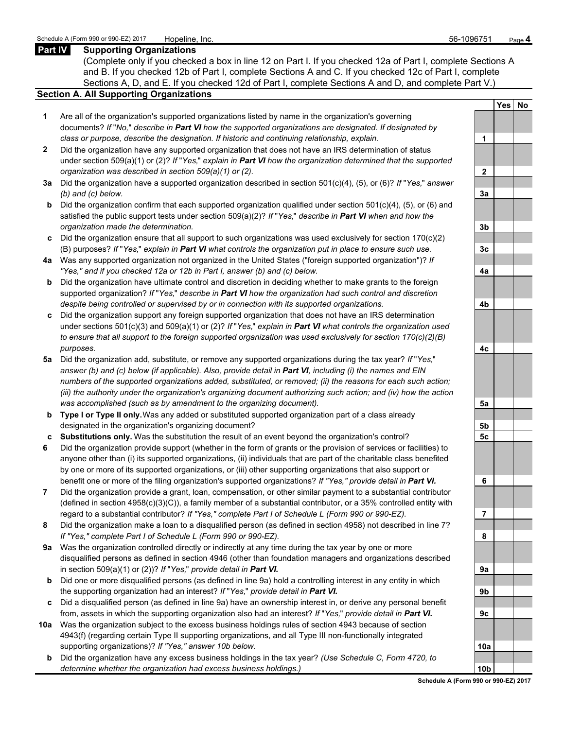## Part IV Supporting Organizations

(Complete only if you checked a box in line 12 on Part I. If you checked 12a of Part I, complete Sections A and B. If you checked 12b of Part I, complete Sections A and C. If you checked 12c of Part I, complete Sections A, D, and E. If you checked 12d of Part I, complete Sections A and D, and complete Part V.)

### Section A. All Supporting Organizations

| | | Line | Yes | No |
|---|---|---|---|---|
| **1** | Are all of the organization's supported organizations listed by name in the organization's governing documents? *If "No," describe in **Part VI** how the supported organizations are designated. If designated by class or purpose, describe the designation. If historic and continuing relationship, explain.* | 1 | | |
| **2** | Did the organization have any supported organization that does not have an IRS determination of status under section 509(a)(1) or (2)? *If "Yes," explain in **Part VI** how the organization determined that the supported organization was described in section 509(a)(1) or (2).* | 2 | | |
| **3a** | Did the organization have a supported organization described in section 501(c)(4), (5), or (6)? *If "Yes," answer (b) and (c) below.* | 3a | | |
| **b** | Did the organization confirm that each supported organization qualified under section 501(c)(4), (5), or (6) and satisfied the public support tests under section 509(a)(2)? *If "Yes," describe in **Part VI** when and how the organization made the determination.* | 3b | | |
| **c** | Did the organization ensure that all support to such organizations was used exclusively for section 170(c)(2)(B) purposes? *If "Yes," explain in **Part VI** what controls the organization put in place to ensure such use.* | 3c | | |
| **4a** | Was any supported organization not organized in the United States ("foreign supported organization")? *If "Yes," and if you checked 12a or 12b in Part I, answer (b) and (c) below.* | 4a | | |
| **b** | Did the organization have ultimate control and discretion in deciding whether to make grants to the foreign supported organization? *If "Yes," describe in **Part VI** how the organization had such control and discretion despite being controlled or supervised by or in connection with its supported organizations.* | 4b | | |
| **c** | Did the organization support any foreign supported organization that does not have an IRS determination under sections 501(c)(3) and 509(a)(1) or (2)? *If "Yes," explain in **Part VI** what controls the organization used to ensure that all support to the foreign supported organization was used exclusively for section 170(c)(2)(B) purposes.* | 4c | | |
| **5a** | Did the organization add, substitute, or remove any supported organizations during the tax year? *If "Yes," answer (b) and (c) below (if applicable). Also, provide detail in **Part VI**, including (i) the names and EIN numbers of the supported organizations added, substituted, or removed; (ii) the reasons for each such action; (iii) the authority under the organization's organizing document authorizing such action; and (iv) how the action was accomplished (such as by amendment to the organizing document).* | 5a | | |
| **b** | **Type I or Type II only.** Was any added or substituted supported organization part of a class already designated in the organization's organizing document? | 5b | | |
| **c** | **Substitutions only.** Was the substitution the result of an event beyond the organization's control? | 5c | | |
| **6** | Did the organization provide support (whether in the form of grants or the provision of services or facilities) to anyone other than (i) its supported organizations, (ii) individuals that are part of the charitable class benefited by one or more of its supported organizations, or (iii) other supporting organizations that also support or benefit one or more of the filing organization's supported organizations? ***If "Yes," provide detail in Part VI.*** | 6 | | |
| **7** | Did the organization provide a grant, loan, compensation, or other similar payment to a substantial contributor (defined in section 4958(c)(3)(C)), a family member of a substantial contributor, or a 35% controlled entity with regard to a substantial contributor? *If "Yes," complete Part I of Schedule L (Form 990 or 990-EZ).* | 7 | | |
| **8** | Did the organization make a loan to a disqualified person (as defined in section 4958) not described in line 7? *If "Yes," complete Part I of Schedule L (Form 990 or 990-EZ).* | 8 | | |
| **9a** | Was the organization controlled directly or indirectly at any time during the tax year by one or more disqualified persons as defined in section 4946 (other than foundation managers and organizations described in section 509(a)(1) or (2))? *If "Yes," provide detail in **Part VI.*** | 9a | | |
| **b** | Did one or more disqualified persons (as defined in line 9a) hold a controlling interest in any entity in which the supporting organization had an interest? *If "Yes," provide detail in **Part VI.*** | 9b | | |
| **c** | Did a disqualified person (as defined in line 9a) have an ownership interest in, or derive any personal benefit from, assets in which the supporting organization also had an interest? *If "Yes," provide detail in **Part VI.*** | 9c | | |
| **10a** | Was the organization subject to the excess business holdings rules of section 4943 because of section 4943(f) (regarding certain Type II supporting organizations, and all Type III non-functionally integrated supporting organizations)? *If "Yes," answer 10b below.* | 10a | | |
| **b** | Did the organization have any excess business holdings in the tax year? *(Use Schedule C, Form 4720, to determine whether the organization had excess business holdings.)* | 10b | | |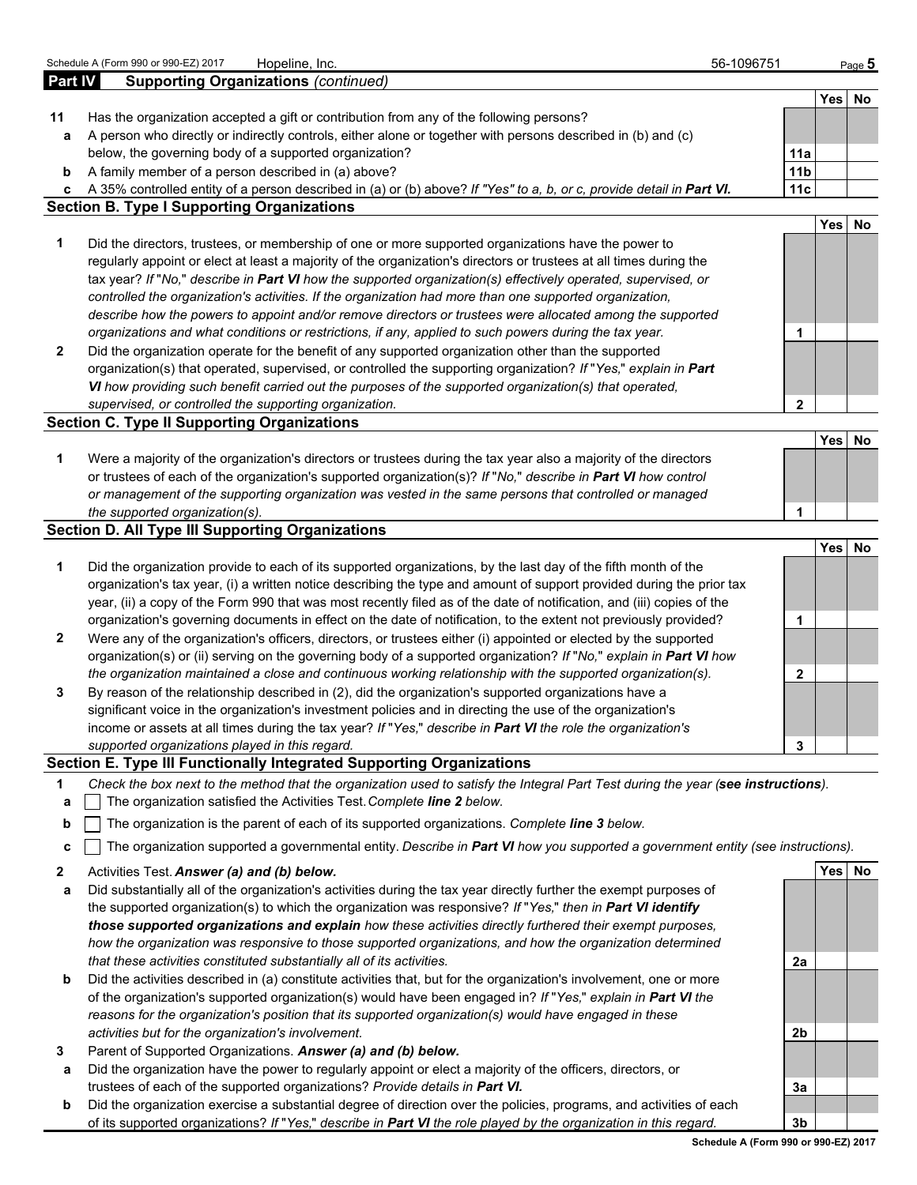## Part IV Supporting Organizations *(continued)*

| | | | Yes | No |
|---|---|---|---|---|
| **11** | Has the organization accepted a gift or contribution from any of the following persons? | | | |
| **a** | A person who directly or indirectly controls, either alone or together with persons described in (b) and (c) below, the governing body of a supported organization? | 11a | | |
| **b** | A family member of a person described in (a) above? | 11b | | |
| **c** | A 35% controlled entity of a person described in (a) or (b) above? *If "Yes" to a, b, or c, provide detail in* ***Part VI.*** | 11c | | |

### Section B. Type I Supporting Organizations

| | | | Yes | No |
|---|---|---|---|---|
| **1** | Did the directors, trustees, or membership of one or more supported organizations have the power to regularly appoint or elect at least a majority of the organization's directors or trustees at all times during the tax year? *If "No," describe in* ***Part VI*** *how the supported organization(s) effectively operated, supervised, or controlled the organization's activities. If the organization had more than one supported organization, describe how the powers to appoint and/or remove directors or trustees were allocated among the supported organizations and what conditions or restrictions, if any, applied to such powers during the tax year.* | 1 | | |
| **2** | Did the organization operate for the benefit of any supported organization other than the supported organization(s) that operated, supervised, or controlled the supporting organization? *If "Yes," explain in* ***Part VI*** *how providing such benefit carried out the purposes of the supported organization(s) that operated, supervised, or controlled the supporting organization.* | 2 | | |

### Section C. Type II Supporting Organizations

| | | | Yes | No |
|---|---|---|---|---|
| **1** | Were a majority of the organization's directors or trustees during the tax year also a majority of the directors or trustees of each of the organization's supported organization(s)? *If "No," describe in* ***Part VI*** *how control or management of the supporting organization was vested in the same persons that controlled or managed the supported organization(s).* | 1 | | |

### Section D. All Type III Supporting Organizations

| | | | Yes | No |
|---|---|---|---|---|
| **1** | Did the organization provide to each of its supported organizations, by the last day of the fifth month of the organization's tax year, (i) a written notice describing the type and amount of support provided during the prior tax year, (ii) a copy of the Form 990 that was most recently filed as of the date of notification, and (iii) copies of the organization's governing documents in effect on the date of notification, to the extent not previously provided? | 1 | | |
| **2** | Were any of the organization's officers, directors, or trustees either (i) appointed or elected by the supported organization(s) or (ii) serving on the governing body of a supported organization? *If "No," explain in* ***Part VI*** *how the organization maintained a close and continuous working relationship with the supported organization(s).* | 2 | | |
| **3** | By reason of the relationship described in (2), did the organization's supported organizations have a significant voice in the organization's investment policies and in directing the use of the organization's income or assets at all times during the tax year? *If "Yes," describe in* ***Part VI*** *the role the organization's supported organizations played in this regard.* | 3 | | |

### Section E. Type III Functionally Integrated Supporting Organizations

**1** *Check the box next to the method that the organization used to satisfy the Integral Part Test during the year (****see instructions****).*

- **a** ☐ The organization satisfied the Activities Test. *Complete* ***line 2*** *below.*
- **b** ☐ The organization is the parent of each of its supported organizations. *Complete* ***line 3*** *below.*
- **c** ☐ The organization supported a governmental entity. *Describe in* ***Part VI*** *how you supported a government entity (see instructions).*

| | | | Yes | No |
|---|---|---|---|---|
| **2** | Activities Test. ***Answer (a) and (b) below.*** | | | |
| **a** | Did substantially all of the organization's activities during the tax year directly further the exempt purposes of the supported organization(s) to which the organization was responsive? *If "Yes," then in* ***Part VI identify those supported organizations and explain*** *how these activities directly furthered their exempt purposes, how the organization was responsive to those supported organizations, and how the organization determined that these activities constituted substantially all of its activities.* | 2a | | |
| **b** | Did the activities described in (a) constitute activities that, but for the organization's involvement, one or more of the organization's supported organization(s) would have been engaged in? *If "Yes," explain in* ***Part VI*** *the reasons for the organization's position that its supported organization(s) would have engaged in these activities but for the organization's involvement.* | 2b | | |
| **3** | Parent of Supported Organizations. ***Answer (a) and (b) below.*** | | | |
| **a** | Did the organization have the power to regularly appoint or elect a majority of the officers, directors, or trustees of each of the supported organizations? ***Provide details in Part VI.*** | 3a | | |
| **b** | Did the organization exercise a substantial degree of direction over the policies, programs, and activities of each of its supported organizations? *If "Yes," describe in* ***Part VI*** *the role played by the organization in this regard.* | 3b | | |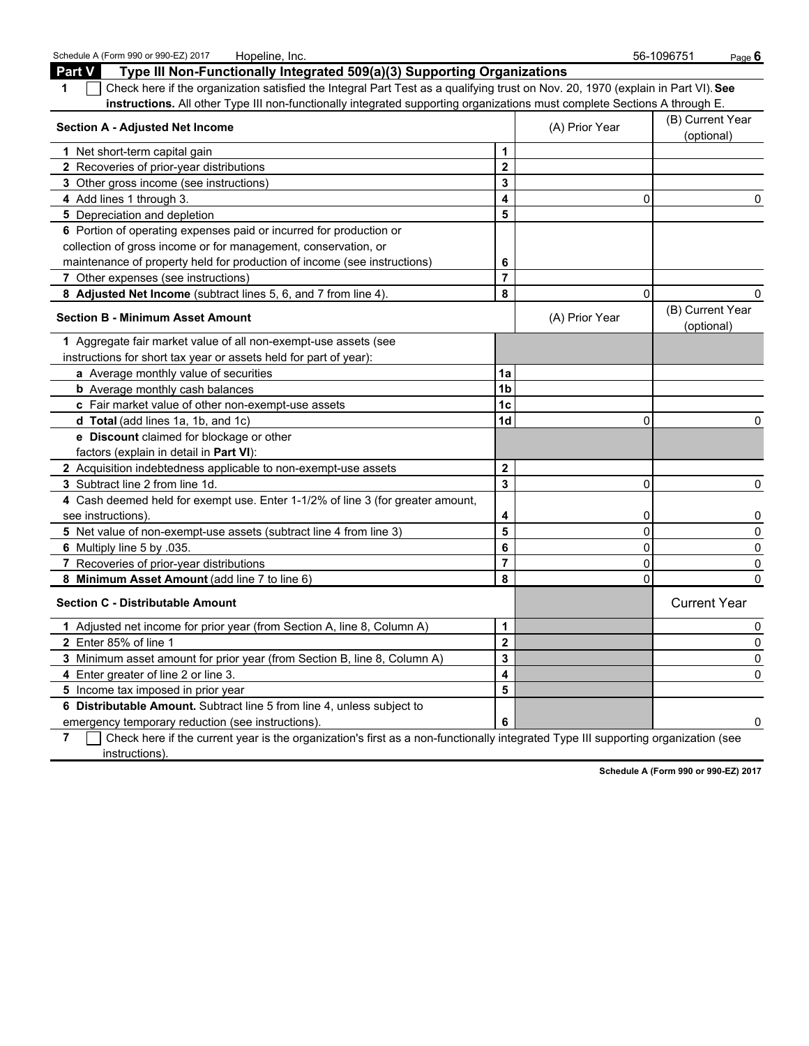Schedule A (Form 990 or 990-EZ) 2017 Hopeline, Inc. 56-1096751

## Part V Type III Non-Functionally Integrated 509(a)(3) Supporting Organizations

**1** ☐ Check here if the organization satisfied the Integral Part Test as a qualifying trust on Nov. 20, 1970 (explain in Part VI). **See instructions.** All other Type III non-functionally integrated supporting organizations must complete Sections A through E.

| Section A - Adjusted Net Income | | (A) Prior Year | (B) Current Year (optional) |
|---|---|---|---|
| 1 Net short-term capital gain | 1 | | |
| 2 Recoveries of prior-year distributions | 2 | | |
| 3 Other gross income (see instructions) | 3 | | |
| 4 Add lines 1 through 3. | 4 | 0 | 0 |
| 5 Depreciation and depletion | 5 | | |
| 6 Portion of operating expenses paid or incurred for production or collection of gross income or for management, conservation, or maintenance of property held for production of income (see instructions) | 6 | | |
| 7 Other expenses (see instructions) | 7 | | |
| 8 **Adjusted Net Income** (subtract lines 5, 6, and 7 from line 4). | 8 | 0 | 0 |

| Section B - Minimum Asset Amount | | (A) Prior Year | (B) Current Year (optional) |
|---|---|---|---|
| 1 Aggregate fair market value of all non-exempt-use assets (see instructions for short tax year or assets held for part of year): | | | |
| **a** Average monthly value of securities | 1a | | |
| **b** Average monthly cash balances | 1b | | |
| **c** Fair market value of other non-exempt-use assets | 1c | | |
| **d Total** (add lines 1a, 1b, and 1c) | 1d | 0 | 0 |
| **e Discount** claimed for blockage or other factors (explain in detail in **Part VI**): | | | |
| 2 Acquisition indebtedness applicable to non-exempt-use assets | 2 | | |
| 3 Subtract line 2 from line 1d. | 3 | 0 | 0 |
| 4 Cash deemed held for exempt use. Enter 1-1/2% of line 3 (for greater amount, see instructions). | 4 | 0 | 0 |
| 5 Net value of non-exempt-use assets (subtract line 4 from line 3) | 5 | 0 | 0 |
| 6 Multiply line 5 by .035. | 6 | 0 | 0 |
| 7 Recoveries of prior-year distributions | 7 | 0 | 0 |
| 8 **Minimum Asset Amount** (add line 7 to line 6) | 8 | 0 | 0 |

| Section C - Distributable Amount | | | Current Year |
|---|---|---|---|
| 1 Adjusted net income for prior year (from Section A, line 8, Column A) | 1 | | 0 |
| 2 Enter 85% of line 1 | 2 | | 0 |
| 3 Minimum asset amount for prior year (from Section B, line 8, Column A) | 3 | | 0 |
| 4 Enter greater of line 2 or line 3. | 4 | | 0 |
| 5 Income tax imposed in prior year | 5 | | |
| 6 **Distributable Amount.** Subtract line 5 from line 4, unless subject to emergency temporary reduction (see instructions). | 6 | | 0 |

**7** ☐ Check here if the current year is the organization's first as a non-functionally integrated Type III supporting organization (see instructions).

**Schedule A (Form 990 or 990-EZ) 2017**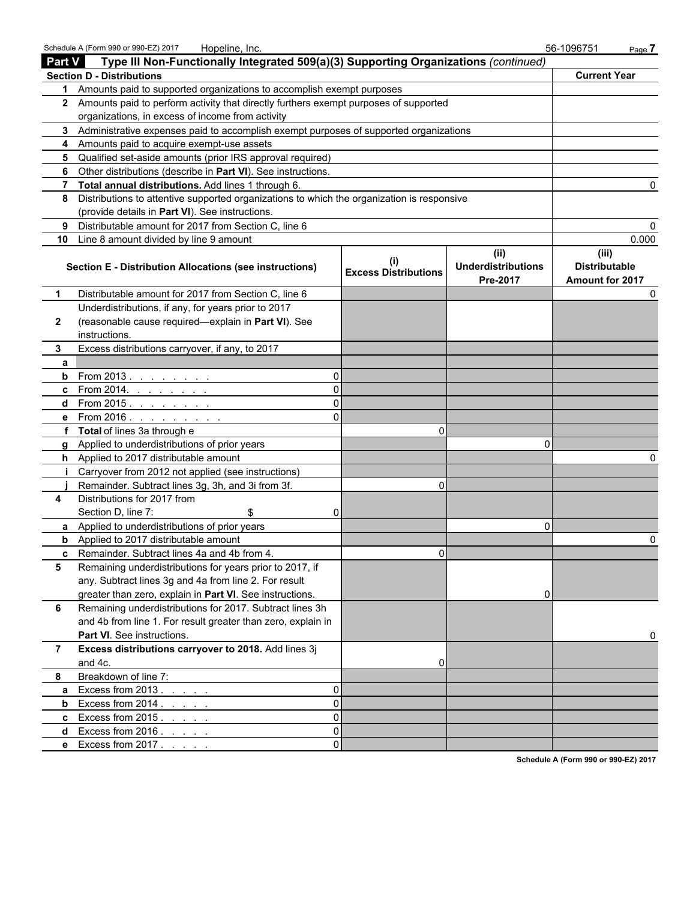## Part V Type III Non-Functionally Integrated 509(a)(3) Supporting Organizations *(continued)*

| Section D - Distributions | | Current Year |
|---|---|---|
| 1 | Amounts paid to supported organizations to accomplish exempt purposes | |
| 2 | Amounts paid to perform activity that directly furthers exempt purposes of supported organizations, in excess of income from activity | |
| 3 | Administrative expenses paid to accomplish exempt purposes of supported organizations | |
| 4 | Amounts paid to acquire exempt-use assets | |
| 5 | Qualified set-aside amounts (prior IRS approval required) | |
| 6 | Other distributions (describe in **Part VI**). See instructions. | |
| 7 | **Total annual distributions.** Add lines 1 through 6. | 0 |
| 8 | Distributions to attentive supported organizations to which the organization is responsive (provide details in **Part VI**). See instructions. | |
| 9 | Distributable amount for 2017 from Section C, line 6 | 0 |
| 10 | Line 8 amount divided by line 9 amount | 0.000 |

| | Section E - Distribution Allocations (see instructions) | | (i) Excess Distributions | (ii) Underdistributions Pre-2017 | (iii) Distributable Amount for 2017 |
|---|---|---|---|---|---|
| 1 | Distributable amount for 2017 from Section C, line 6 | | | | 0 |
| 2 | Underdistributions, if any, for years prior to 2017 (reasonable cause required—explain in **Part VI**). See instructions. | | | | |
| 3 | Excess distributions carryover, if any, to 2017 | | | | |
| a | | | | | |
| b | From 2013 | 0 | | | |
| c | From 2014 | 0 | | | |
| d | From 2015 | 0 | | | |
| e | From 2016 | 0 | | | |
| f | **Total** of lines 3a through e | | 0 | | |
| g | Applied to underdistributions of prior years | | | 0 | |
| h | Applied to 2017 distributable amount | | | | 0 |
| i | Carryover from 2012 not applied (see instructions) | | | | |
| j | Remainder. Subtract lines 3g, 3h, and 3i from 3f. | | 0 | | |
| 4 | Distributions for 2017 from Section D, line 7: $ | 0 | | | |
| a | Applied to underdistributions of prior years | | | 0 | |
| b | Applied to 2017 distributable amount | | | | 0 |
| c | Remainder. Subtract lines 4a and 4b from 4. | | 0 | | |
| 5 | Remaining underdistributions for years prior to 2017, if any. Subtract lines 3g and 4a from line 2. For result greater than zero, explain in **Part VI**. See instructions. | | | 0 | |
| 6 | Remaining underdistributions for 2017. Subtract lines 3h and 4b from line 1. For result greater than zero, explain in **Part VI**. See instructions. | | | | 0 |
| 7 | **Excess distributions carryover to 2018.** Add lines 3j and 4c. | | 0 | | |
| 8 | Breakdown of line 7: | | | | |
| a | Excess from 2013 | 0 | | | |
| b | Excess from 2014 | 0 | | | |
| c | Excess from 2015 | 0 | | | |
| d | Excess from 2016 | 0 | | | |
| e | Excess from 2017 | 0 | | | |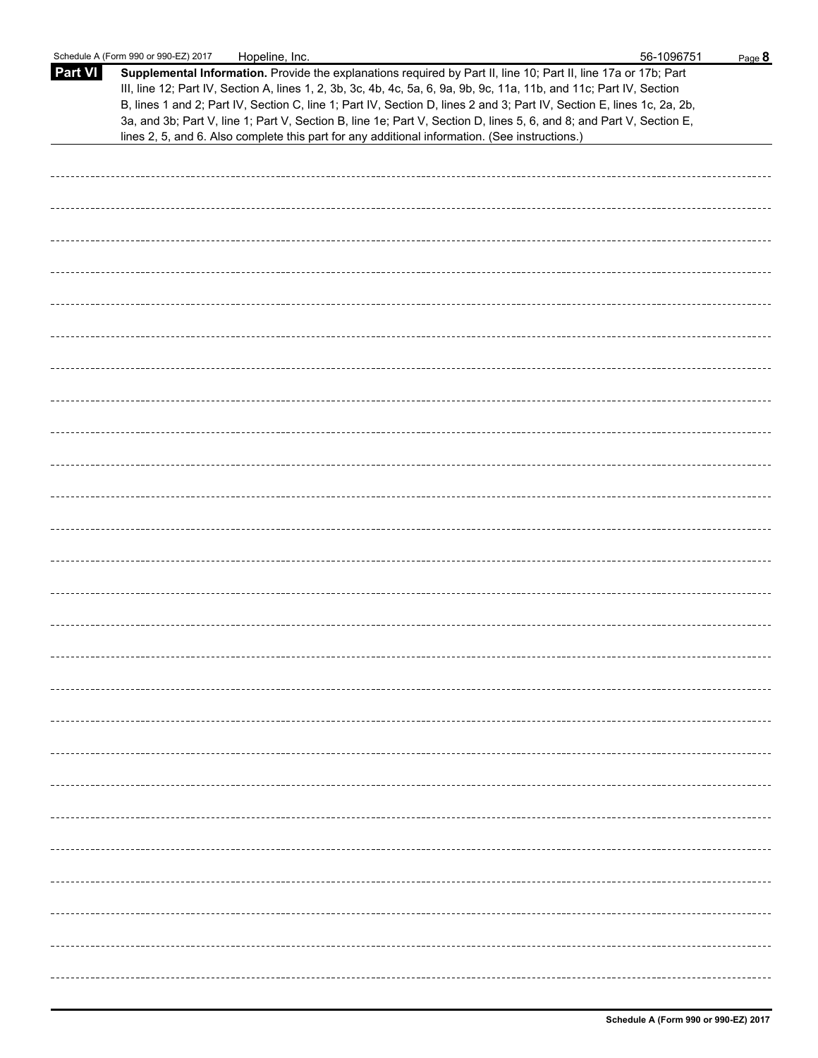**Part VI** **Supplemental Information.** Provide the explanations required by Part II, line 10; Part II, line 17a or 17b; Part III, line 12; Part IV, Section A, lines 1, 2, 3b, 3c, 4b, 4c, 5a, 6, 9a, 9b, 9c, 11a, 11b, and 11c; Part IV, Section B, lines 1 and 2; Part IV, Section C, line 1; Part IV, Section D, lines 2 and 3; Part IV, Section E, lines 1c, 2a, 2b, 3a, and 3b; Part V, line 1; Part V, Section B, line 1e; Part V, Section D, lines 5, 6, and 8; and Part V, Section E, lines 2, 5, and 6. Also complete this part for any additional information. (See instructions.)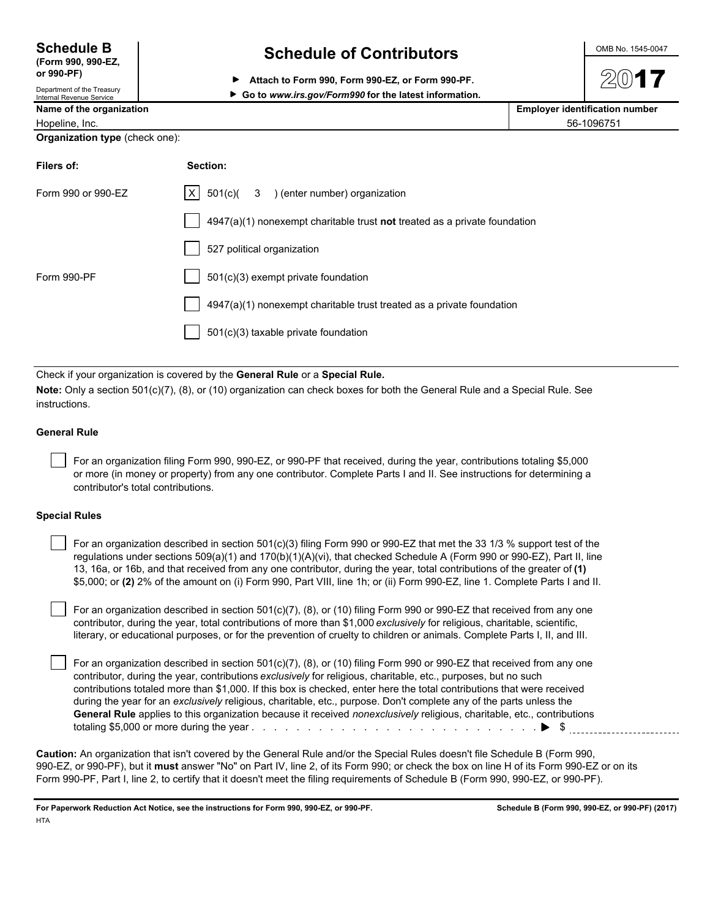# Schedule B (Form 990, 990-EZ, or 990-PF)

Department of the Treasury
Internal Revenue Service

## Schedule of Contributors

▶ Attach to Form 990, Form 990-EZ, or Form 990-PF.
▶ Go to *www.irs.gov/Form990* for the latest information.

OMB No. 1545-0047

**2017**

| Name of the organization | Employer identification number |
|---|---|
| Hopeline, Inc. | 56-1096751 |

**Organization type** (check one):

| Filers of: | Section: |
|---|---|
| Form 990 or 990-EZ | [X] 501(c)( 3 ) (enter number) organization |
| | [ ] 4947(a)(1) nonexempt charitable trust **not** treated as a private foundation |
| | [ ] 527 political organization |
| Form 990-PF | [ ] 501(c)(3) exempt private foundation |
| | [ ] 4947(a)(1) nonexempt charitable trust treated as a private foundation |
| | [ ] 501(c)(3) taxable private foundation |

Check if your organization is covered by the **General Rule** or a **Special Rule.**

**Note:** Only a section 501(c)(7), (8), or (10) organization can check boxes for both the General Rule and a Special Rule. See instructions.

### General Rule

[ ] For an organization filing Form 990, 990-EZ, or 990-PF that received, during the year, contributions totaling $5,000 or more (in money or property) from any one contributor. Complete Parts I and II. See instructions for determining a contributor's total contributions.

### Special Rules

[ ] For an organization described in section 501(c)(3) filing Form 990 or 990-EZ that met the 33 1/3 % support test of the regulations under sections 509(a)(1) and 170(b)(1)(A)(vi), that checked Schedule A (Form 990 or 990-EZ), Part II, line 13, 16a, or 16b, and that received from any one contributor, during the year, total contributions of the greater of **(1)** $5,000; or **(2)** 2% of the amount on (i) Form 990, Part VIII, line 1h; or (ii) Form 990-EZ, line 1. Complete Parts I and II.

[ ] For an organization described in section 501(c)(7), (8), or (10) filing Form 990 or 990-EZ that received from any one contributor, during the year, total contributions of more than $1,000 *exclusively* for religious, charitable, scientific, literary, or educational purposes, or for the prevention of cruelty to children or animals. Complete Parts I, II, and III.

[ ] For an organization described in section 501(c)(7), (8), or (10) filing Form 990 or 990-EZ that received from any one contributor, during the year, contributions *exclusively* for religious, charitable, etc., purposes, but no such contributions totaled more than $1,000. If this box is checked, enter here the total contributions that were received during the year for an *exclusively* religious, charitable, etc., purpose. Don't complete any of the parts unless the **General Rule** applies to this organization because it received *nonexclusively* religious, charitable, etc., contributions totaling $5,000 or more during the year . . . . . . . . . . . . . . . . . . . . . . . . . . . . . . ▶ $ ____________

**Caution:** An organization that isn't covered by the General Rule and/or the Special Rules doesn't file Schedule B (Form 990, 990-EZ, or 990-PF), but it **must** answer "No" on Part IV, line 2, of its Form 990; or check the box on line H of its Form 990-EZ or on its Form 990-PF, Part I, line 2, to certify that it doesn't meet the filing requirements of Schedule B (Form 990, 990-EZ, or 990-PF).

**For Paperwork Reduction Act Notice, see the instructions for Form 990, 990-EZ, or 990-PF.** **Schedule B (Form 990, 990-EZ, or 990-PF) (2017)**

HTA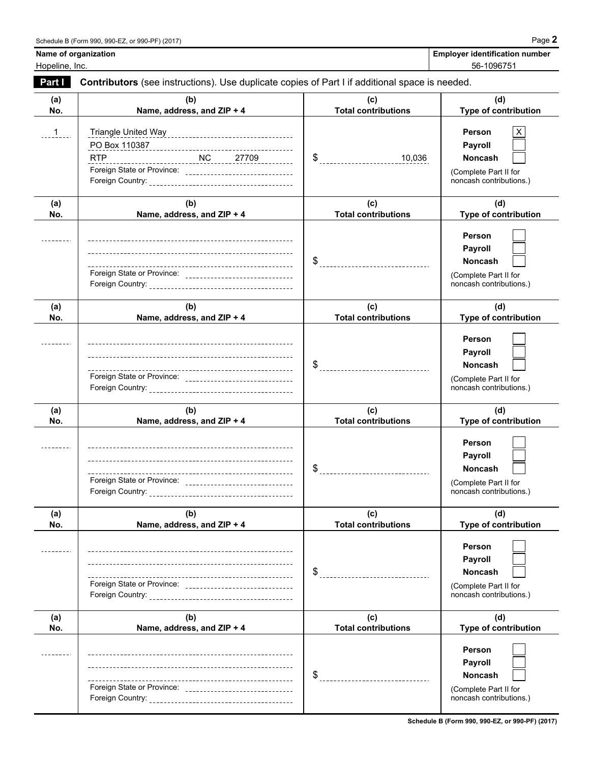Schedule B (Form 990, 990-EZ, or 990-PF) (2017) Page **2**

**Name of organization**
Hopeline, Inc.

**Employer identification number**
56-1096751

## Part I — Contributors (see instructions). Use duplicate copies of Part I if additional space is needed.

| (a) No. | (b) Name, address, and ZIP + 4 | (c) Total contributions | (d) Type of contribution |
|---|---|---|---|
| 1 | Triangle United Way<br>PO Box 110387<br>RTP NC 27709<br>Foreign State or Province:<br>Foreign Country: | $ 10,036 | Person [X]<br>Payroll [ ]<br>Noncash [ ]<br>(Complete Part II for noncash contributions.) |
| | Foreign State or Province:<br>Foreign Country: | $ | Person [ ]<br>Payroll [ ]<br>Noncash [ ]<br>(Complete Part II for noncash contributions.) |
| | Foreign State or Province:<br>Foreign Country: | $ | Person [ ]<br>Payroll [ ]<br>Noncash [ ]<br>(Complete Part II for noncash contributions.) |
| | Foreign State or Province:<br>Foreign Country: | $ | Person [ ]<br>Payroll [ ]<br>Noncash [ ]<br>(Complete Part II for noncash contributions.) |
| | Foreign State or Province:<br>Foreign Country: | $ | Person [ ]<br>Payroll [ ]<br>Noncash [ ]<br>(Complete Part II for noncash contributions.) |
| | Foreign State or Province:<br>Foreign Country: | $ | Person [ ]<br>Payroll [ ]<br>Noncash [ ]<br>(Complete Part II for noncash contributions.) |

**Schedule B (Form 990, 990-EZ, or 990-PF) (2017)**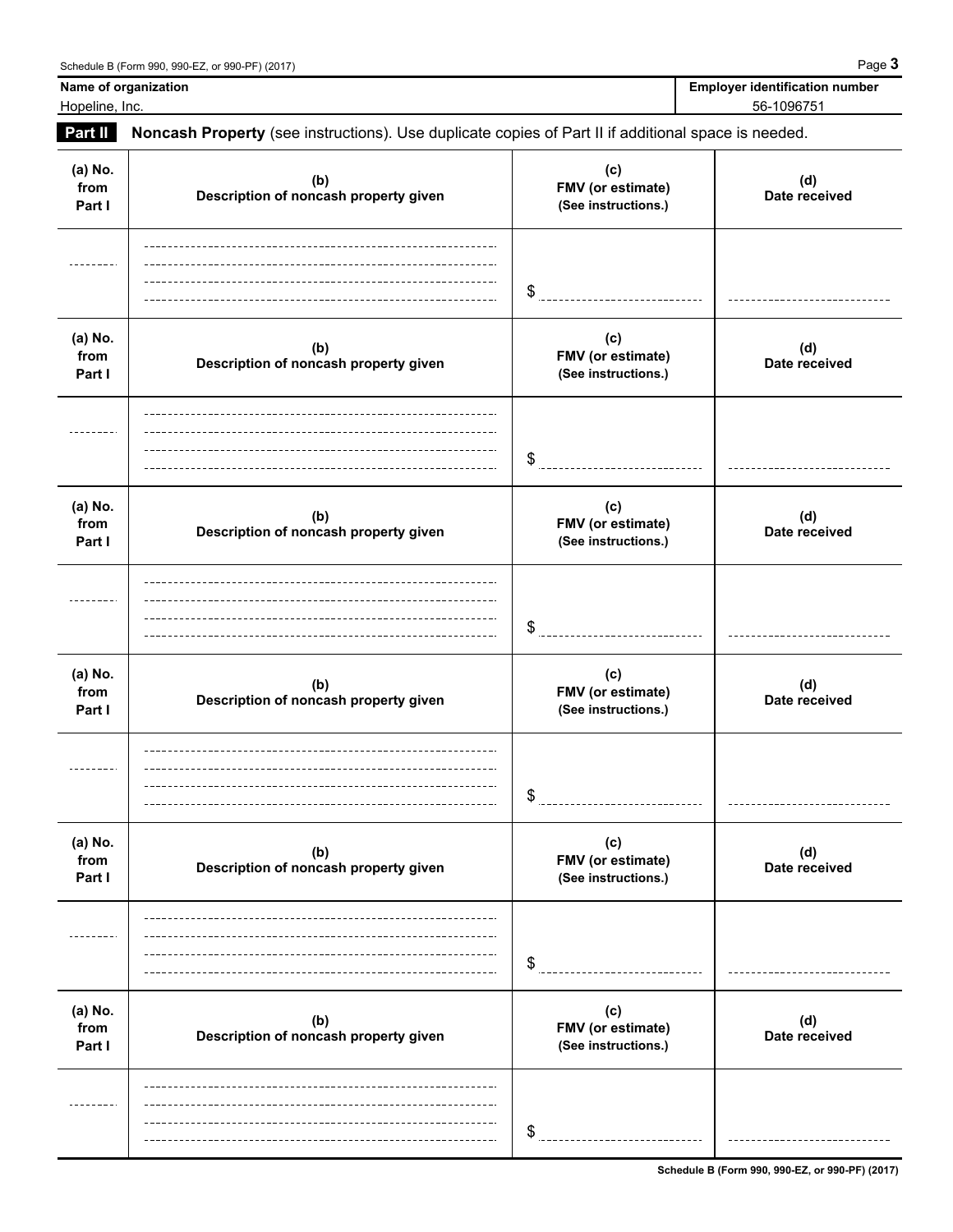**Name of organization**
Hopeline, Inc.

**Employer identification number**
56-1096751

**Part II** **Noncash Property** (see instructions). Use duplicate copies of Part II if additional space is needed.

| (a) No. from Part I | (b) Description of noncash property given | (c) FMV (or estimate) (See instructions.) | (d) Date received |
|---|---|---|---|
| | | $ | |

| (a) No. from Part I | (b) Description of noncash property given | (c) FMV (or estimate) (See instructions.) | (d) Date received |
|---|---|---|---|
| | | $ | |

| (a) No. from Part I | (b) Description of noncash property given | (c) FMV (or estimate) (See instructions.) | (d) Date received |
|---|---|---|---|
| | | $ | |

| (a) No. from Part I | (b) Description of noncash property given | (c) FMV (or estimate) (See instructions.) | (d) Date received |
|---|---|---|---|
| | | $ | |

| (a) No. from Part I | (b) Description of noncash property given | (c) FMV (or estimate) (See instructions.) | (d) Date received |
|---|---|---|---|
| | | $ | |

| (a) No. from Part I | (b) Description of noncash property given | (c) FMV (or estimate) (See instructions.) | (d) Date received |
|---|---|---|---|
| | | $ | |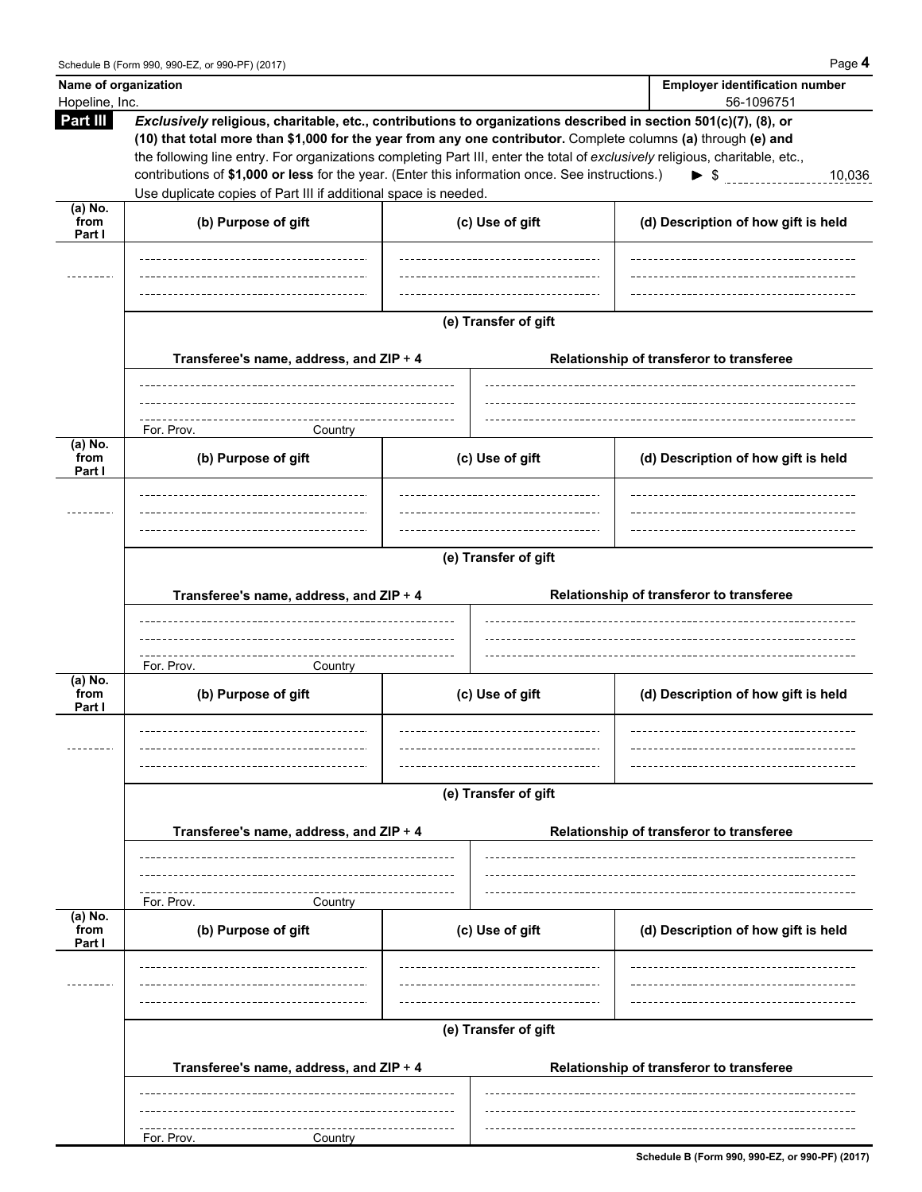| Name of organization | Employer identification number |
|---|---|
| Hopeline, Inc. | 56-1096751 |

**Part III** ***Exclusively*** **religious, charitable, etc., contributions to organizations described in section 501(c)(7), (8), or (10) that total more than $1,000 for the year from any one contributor.** Complete columns **(a)** through **(e) and** the following line entry. For organizations completing Part III, enter the total of *exclusively* religious, charitable, etc., contributions of **$1,000 or less** for the year. (Enter this information once. See instructions.) ► $ 10,036

Use duplicate copies of Part III if additional space is needed.

| (a) No. from Part I | (b) Purpose of gift | (c) Use of gift | (d) Description of how gift is held |
|---|---|---|---|
| | | | |

**(e) Transfer of gift**

| Transferee's name, address, and ZIP + 4 | Relationship of transferor to transferee |
|---|---|
| For. Prov. Country | |

| (a) No. from Part I | (b) Purpose of gift | (c) Use of gift | (d) Description of how gift is held |
|---|---|---|---|
| | | | |

**(e) Transfer of gift**

| Transferee's name, address, and ZIP + 4 | Relationship of transferor to transferee |
|---|---|
| For. Prov. Country | |

| (a) No. from Part I | (b) Purpose of gift | (c) Use of gift | (d) Description of how gift is held |
|---|---|---|---|
| | | | |

**(e) Transfer of gift**

| Transferee's name, address, and ZIP + 4 | Relationship of transferor to transferee |
|---|---|
| For. Prov. Country | |

| (a) No. from Part I | (b) Purpose of gift | (c) Use of gift | (d) Description of how gift is held |
|---|---|---|---|
| | | | |

**(e) Transfer of gift**

| Transferee's name, address, and ZIP + 4 | Relationship of transferor to transferee |
|---|---|
| For. Prov. Country | |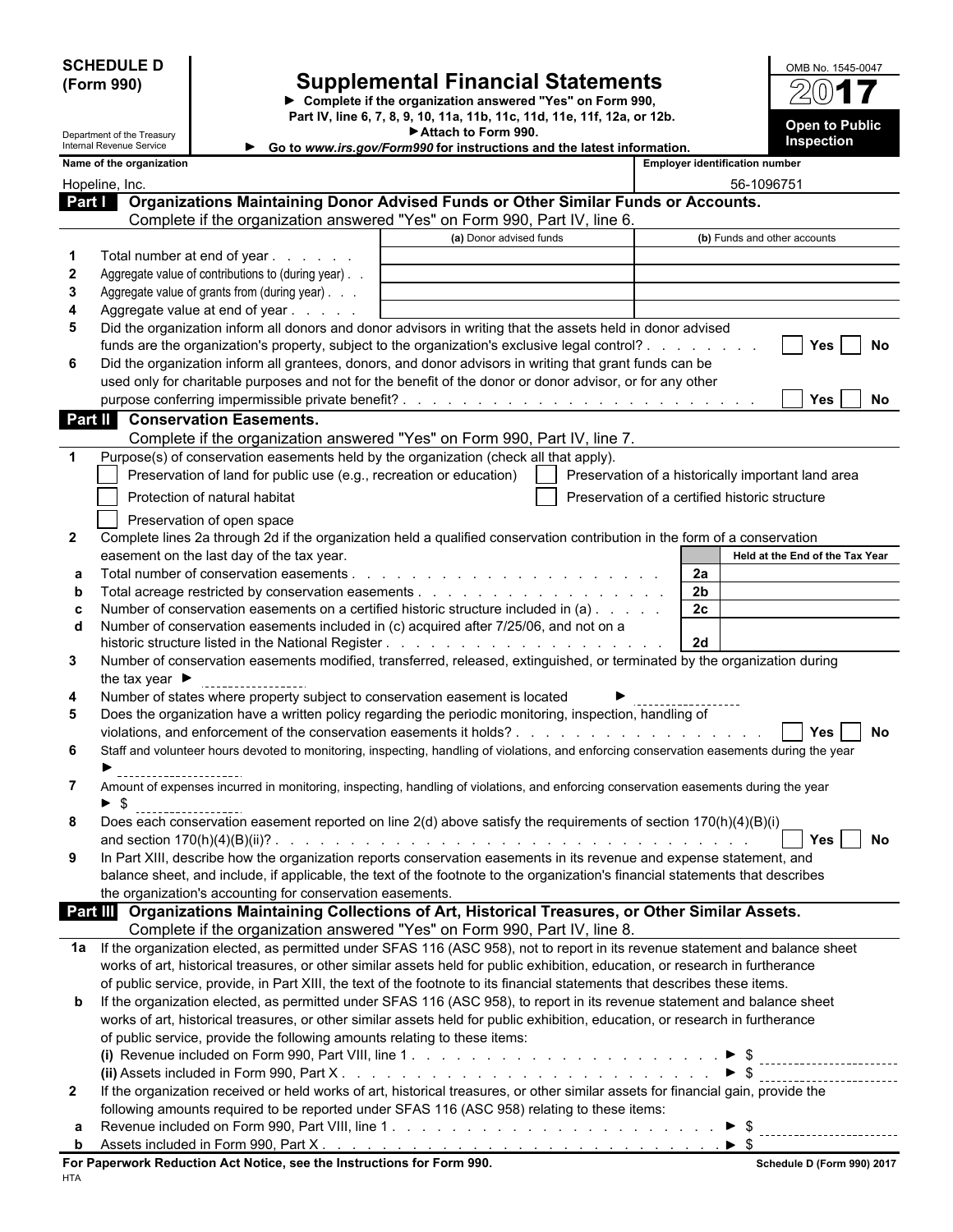**SCHEDULE D (Form 990)**

Department of the Treasury
Internal Revenue Service

# Supplemental Financial Statements

► Complete if the organization answered "Yes" on Form 990, Part IV, line 6, 7, 8, 9, 10, 11a, 11b, 11c, 11d, 11e, 11f, 12a, or 12b.

► Attach to Form 990.

► Go to *www.irs.gov/Form990* for instructions and the latest information.

OMB No. 1545-0047

**2017**

**Open to Public Inspection**

| Name of the organization | Employer identification number |
|---|---|
| Hopeline, Inc. | 56-1096751 |

## Part I — Organizations Maintaining Donor Advised Funds or Other Similar Funds or Accounts.

Complete if the organization answered "Yes" on Form 990, Part IV, line 6.

| | | (a) Donor advised funds | (b) Funds and other accounts |
|---|---|---|---|
| 1 | Total number at end of year | | |
| 2 | Aggregate value of contributions to (during year) | | |
| 3 | Aggregate value of grants from (during year) | | |
| 4 | Aggregate value at end of year | | |

5 Did the organization inform all donors and donor advisors in writing that the assets held in donor advised funds are the organization's property, subject to the organization's exclusive legal control? ☐ Yes ☐ No

6 Did the organization inform all grantees, donors, and donor advisors in writing that grant funds can be used only for charitable purposes and not for the benefit of the donor or donor advisor, or for any other purpose conferring impermissible private benefit? ☐ Yes ☐ No

## Part II — Conservation Easements.

Complete if the organization answered "Yes" on Form 990, Part IV, line 7.

1 Purpose(s) of conservation easements held by the organization (check all that apply).

- ☐ Preservation of land for public use (e.g., recreation or education)
- ☐ Preservation of a historically important land area
- ☐ Protection of natural habitat
- ☐ Preservation of a certified historic structure
- ☐ Preservation of open space

2 Complete lines 2a through 2d if the organization held a qualified conservation contribution in the form of a conservation easement on the last day of the tax year.

| | | | Held at the End of the Tax Year |
|---|---|---|---|
| a | Total number of conservation easements | 2a | |
| b | Total acreage restricted by conservation easements | 2b | |
| c | Number of conservation easements on a certified historic structure included in (a) | 2c | |
| d | Number of conservation easements included in (c) acquired after 7/25/06, and not on a historic structure listed in the National Register | 2d | |

3 Number of conservation easements modified, transferred, released, extinguished, or terminated by the organization during the tax year ► ________

4 Number of states where property subject to conservation easement is located ► ________

5 Does the organization have a written policy regarding the periodic monitoring, inspection, handling of violations, and enforcement of the conservation easements it holds? ☐ Yes ☐ No

6 Staff and volunteer hours devoted to monitoring, inspecting, handling of violations, and enforcing conservation easements during the year ► ________

7 Amount of expenses incurred in monitoring, inspecting, handling of violations, and enforcing conservation easements during the year ► $ ________

8 Does each conservation easement reported on line 2(d) above satisfy the requirements of section 170(h)(4)(B)(i) and section 170(h)(4)(B)(ii)? ☐ Yes ☐ No

9 In Part XIII, describe how the organization reports conservation easements in its revenue and expense statement, and balance sheet, and include, if applicable, the text of the footnote to the organization's financial statements that describes the organization's accounting for conservation easements.

## Part III — Organizations Maintaining Collections of Art, Historical Treasures, or Other Similar Assets.

Complete if the organization answered "Yes" on Form 990, Part IV, line 8.

1a If the organization elected, as permitted under SFAS 116 (ASC 958), not to report in its revenue statement and balance sheet works of art, historical treasures, or other similar assets held for public exhibition, education, or research in furtherance of public service, provide, in Part XIII, the text of the footnote to its financial statements that describes these items.

b If the organization elected, as permitted under SFAS 116 (ASC 958), to report in its revenue statement and balance sheet works of art, historical treasures, or other similar assets held for public exhibition, education, or research in furtherance of public service, provide the following amounts relating to these items:

(i) Revenue included on Form 990, Part VIII, line 1 ► $ ________

(ii) Assets included in Form 990, Part X ► $ ________

2 If the organization received or held works of art, historical treasures, or other similar assets for financial gain, provide the following amounts required to be reported under SFAS 116 (ASC 958) relating to these items:

a Revenue included on Form 990, Part VIII, line 1 ► $ ________

b Assets included in Form 990, Part X ► $ ________

**For Paperwork Reduction Act Notice, see the Instructions for Form 990.** **Schedule D (Form 990) 2017**

HTA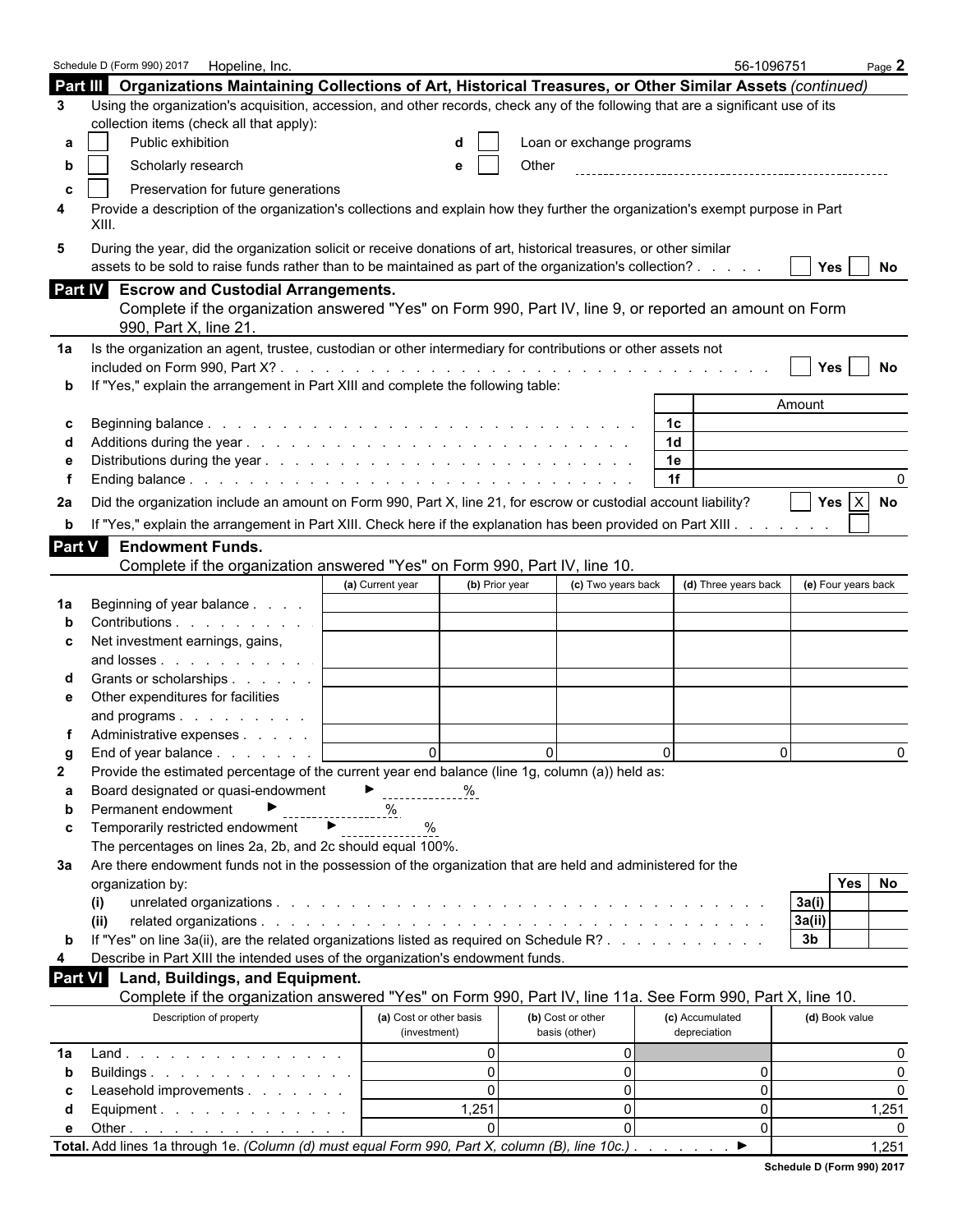Schedule D (Form 990) 2017 Hopeline, Inc. 56-1096751

## Part III Organizations Maintaining Collections of Art, Historical Treasures, or Other Similar Assets *(continued)*

**3** Using the organization's acquisition, accession, and other records, check any of the following that are a significant use of its collection items (check all that apply):

- **a** ☐ Public exhibition
- **b** ☐ Scholarly research
- **c** ☐ Preservation for future generations
- **d** ☐ Loan or exchange programs
- **e** ☐ Other

**4** Provide a description of the organization's collections and explain how they further the organization's exempt purpose in Part XIII.

**5** During the year, did the organization solicit or receive donations of art, historical treasures, or other similar assets to be sold to raise funds rather than to be maintained as part of the organization's collection? ☐ Yes ☐ No

## Part IV Escrow and Custodial Arrangements.

Complete if the organization answered "Yes" on Form 990, Part IV, line 9, or reported an amount on Form 990, Part X, line 21.

**1a** Is the organization an agent, trustee, custodian or other intermediary for contributions or other assets not included on Form 990, Part X? ☐ Yes ☐ No

**b** If "Yes," explain the arrangement in Part XIII and complete the following table:

| | | | Amount |
|---|---|---|---|
| c | Beginning balance | 1c | |
| d | Additions during the year | 1d | |
| e | Distributions during the year | 1e | |
| f | Ending balance | 1f | 0 |

**2a** Did the organization include an amount on Form 990, Part X, line 21, for escrow or custodial account liability? ☐ Yes ☒ No

**b** If "Yes," explain the arrangement in Part XIII. Check here if the explanation has been provided on Part XIII ☐

## Part V Endowment Funds.

Complete if the organization answered "Yes" on Form 990, Part IV, line 10.

| | | (a) Current year | (b) Prior year | (c) Two years back | (d) Three years back | (e) Four years back |
|---|---|---|---|---|---|---|
| 1a | Beginning of year balance | | | | | |
| b | Contributions | | | | | |
| c | Net investment earnings, gains, and losses | | | | | |
| d | Grants or scholarships | | | | | |
| e | Other expenditures for facilities and programs | | | | | |
| f | Administrative expenses | | | | | |
| g | End of year balance | 0 | 0 | 0 | 0 | 0 |

**2** Provide the estimated percentage of the current year end balance (line 1g, column (a)) held as:

- **a** Board designated or quasi-endowment ► %
- **b** Permanent endowment ► %
- **c** Temporarily restricted endowment ► %

The percentages on lines 2a, 2b, and 2c should equal 100%.

**3a** Are there endowment funds not in the possession of the organization that are held and administered for the organization by:

| | | | Yes | No |
|---|---|---|---|---|
| (i) | unrelated organizations | 3a(i) | | |
| (ii) | related organizations | 3a(ii) | | |
| b | If "Yes" on line 3a(ii), are the related organizations listed as required on Schedule R? | 3b | | |

**4** Describe in Part XIII the intended uses of the organization's endowment funds.

## Part VI Land, Buildings, and Equipment.

Complete if the organization answered "Yes" on Form 990, Part IV, line 11a. See Form 990, Part X, line 10.

| | Description of property | (a) Cost or other basis (investment) | (b) Cost or other basis (other) | (c) Accumulated depreciation | (d) Book value |
|---|---|---|---|---|---|
| 1a | Land | 0 | 0 | | 0 |
| b | Buildings | 0 | 0 | 0 | 0 |
| c | Leasehold improvements | 0 | 0 | 0 | 0 |
| d | Equipment | 1,251 | 0 | 0 | 1,251 |
| e | Other | 0 | 0 | 0 | 0 |
| **Total.** | Add lines 1a through 1e. *(Column (d) must equal Form 990, Part X, column (B), line 10c.)* ► | | | | 1,251 |

**Schedule D (Form 990) 2017**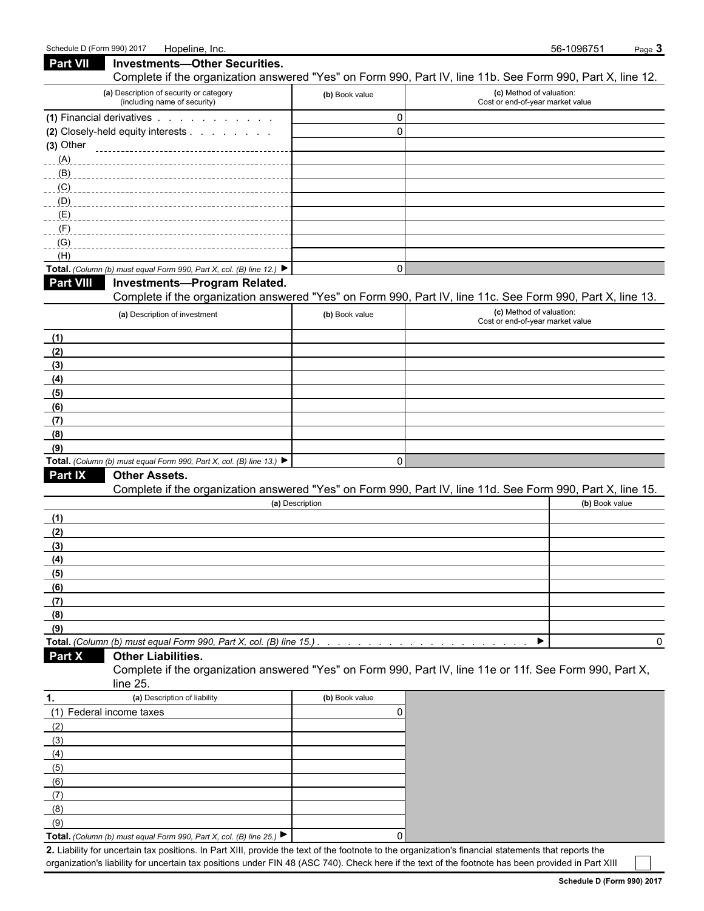Schedule D (Form 990) 2017 Hopeline, Inc. 56-1096751

## Part VII Investments—Other Securities.

Complete if the organization answered "Yes" on Form 990, Part IV, line 11b. See Form 990, Part X, line 12.

| (a) Description of security or category (including name of security) | (b) Book value | (c) Method of valuation: Cost or end-of-year market value |
|---|---|---|
| (1) Financial derivatives | 0 | |
| (2) Closely-held equity interests | 0 | |
| (3) Other | | |
| (A) | | |
| (B) | | |
| (C) | | |
| (D) | | |
| (E) | | |
| (F) | | |
| (G) | | |
| (H) | | |
| **Total.** *(Column (b) must equal Form 990, Part X, col. (B) line 12.)* ▶ | 0 | |

## Part VIII Investments—Program Related.

Complete if the organization answered "Yes" on Form 990, Part IV, line 11c. See Form 990, Part X, line 13.

| (a) Description of investment | (b) Book value | (c) Method of valuation: Cost or end-of-year market value |
|---|---|---|
| (1) | | |
| (2) | | |
| (3) | | |
| (4) | | |
| (5) | | |
| (6) | | |
| (7) | | |
| (8) | | |
| (9) | | |
| **Total.** *(Column (b) must equal Form 990, Part X, col. (B) line 13.)* ▶ | 0 | |

## Part IX Other Assets.

Complete if the organization answered "Yes" on Form 990, Part IV, line 11d. See Form 990, Part X, line 15.

| (a) Description | (b) Book value |
|---|---|
| (1) | |
| (2) | |
| (3) | |
| (4) | |
| (5) | |
| (6) | |
| (7) | |
| (8) | |
| (9) | |
| **Total.** *(Column (b) must equal Form 990, Part X, col. (B) line 15.)* ▶ | 0 |

## Part X Other Liabilities.

Complete if the organization answered "Yes" on Form 990, Part IV, line 11e or 11f. See Form 990, Part X, line 25.

| 1. (a) Description of liability | (b) Book value |
|---|---|
| (1) Federal income taxes | 0 |
| (2) | |
| (3) | |
| (4) | |
| (5) | |
| (6) | |
| (7) | |
| (8) | |
| (9) | |
| **Total.** *(Column (b) must equal Form 990, Part X, col. (B) line 25.)* ▶ | 0 |

**2.** Liability for uncertain tax positions. In Part XIII, provide the text of the footnote to the organization's financial statements that reports the organization's liability for uncertain tax positions under FIN 48 (ASC 740). Check here if the text of the footnote has been provided in Part XIII ☐

**Schedule D (Form 990) 2017**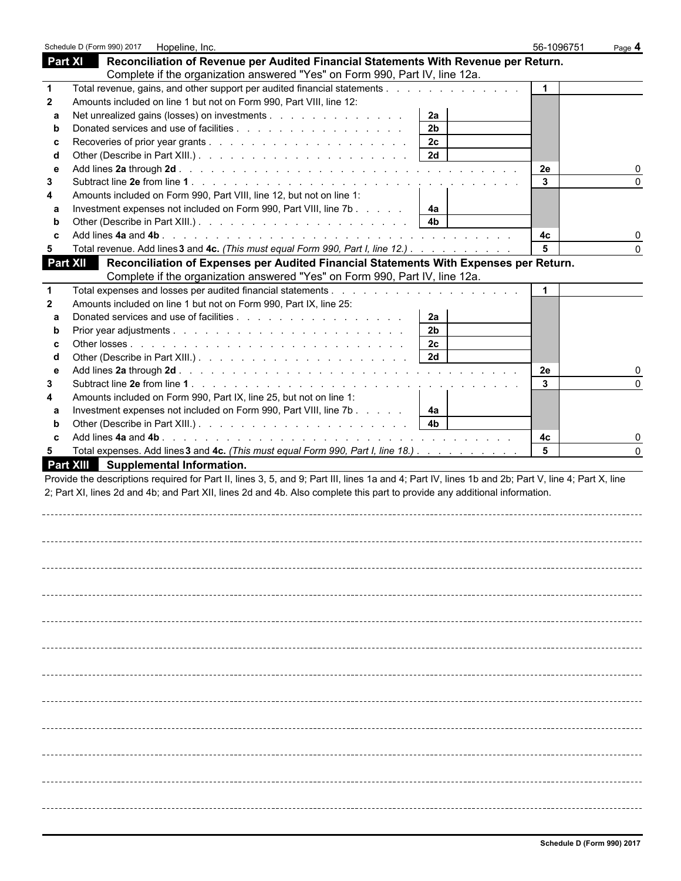Schedule D (Form 990) 2017 Hopeline, Inc. 56-1096751

## Part XI Reconciliation of Revenue per Audited Financial Statements With Revenue per Return.

Complete if the organization answered "Yes" on Form 990, Part IV, line 12a.

| | | | | | |
|---|---|---|---|---|---|
| 1 | Total revenue, gains, and other support per audited financial statements | | | 1 | |
| 2 | Amounts included on line 1 but not on Form 990, Part VIII, line 12: | | | | |
| a | Net unrealized gains (losses) on investments | 2a | | | |
| b | Donated services and use of facilities | 2b | | | |
| c | Recoveries of prior year grants | 2c | | | |
| d | Other (Describe in Part XIII.) | 2d | | | |
| e | Add lines **2a** through **2d** | | | 2e | 0 |
| 3 | Subtract line **2e** from line **1** | | | 3 | 0 |
| 4 | Amounts included on Form 990, Part VIII, line 12, but not on line 1: | | | | |
| a | Investment expenses not included on Form 990, Part VIII, line 7b | 4a | | | |
| b | Other (Describe in Part XIII.) | 4b | | | |
| c | Add lines **4a** and **4b** | | | 4c | 0 |
| 5 | Total revenue. Add lines **3** and **4c.** *(This must equal Form 990, Part I, line 12.)* | | | 5 | 0 |

## Part XII Reconciliation of Expenses per Audited Financial Statements With Expenses per Return.

Complete if the organization answered "Yes" on Form 990, Part IV, line 12a.

| | | | | | |
|---|---|---|---|---|---|
| 1 | Total expenses and losses per audited financial statements | | | 1 | |
| 2 | Amounts included on line 1 but not on Form 990, Part IX, line 25: | | | | |
| a | Donated services and use of facilities | 2a | | | |
| b | Prior year adjustments | 2b | | | |
| c | Other losses | 2c | | | |
| d | Other (Describe in Part XIII.) | 2d | | | |
| e | Add lines **2a** through **2d** | | | 2e | 0 |
| 3 | Subtract line **2e** from line **1** | | | 3 | 0 |
| 4 | Amounts included on Form 990, Part IX, line 25, but not on line 1: | | | | |
| a | Investment expenses not included on Form 990, Part VIII, line 7b | 4a | | | |
| b | Other (Describe in Part XIII.) | 4b | | | |
| c | Add lines **4a** and **4b** | | | 4c | 0 |
| 5 | Total expenses. Add lines **3** and **4c.** *(This must equal Form 990, Part I, line 18.)* | | | 5 | 0 |

## Part XIII Supplemental Information.

Provide the descriptions required for Part II, lines 3, 5, and 9; Part III, lines 1a and 4; Part IV, lines 1b and 2b; Part V, line 4; Part X, line 2; Part XI, lines 2d and 4b; and Part XII, lines 2d and 4b. Also complete this part to provide any additional information.

Schedule D (Form 990) 2017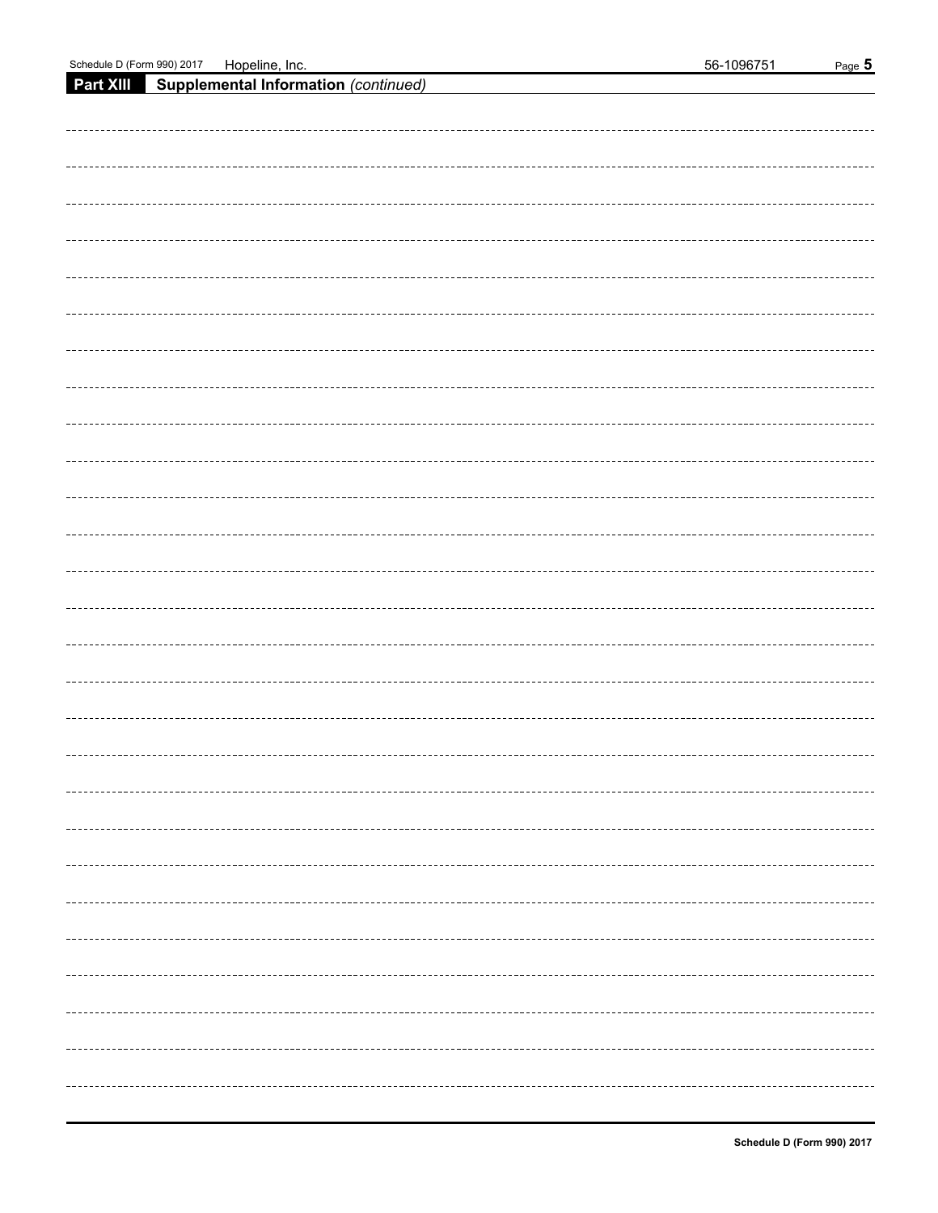## Part XIII Supplemental Information *(continued)*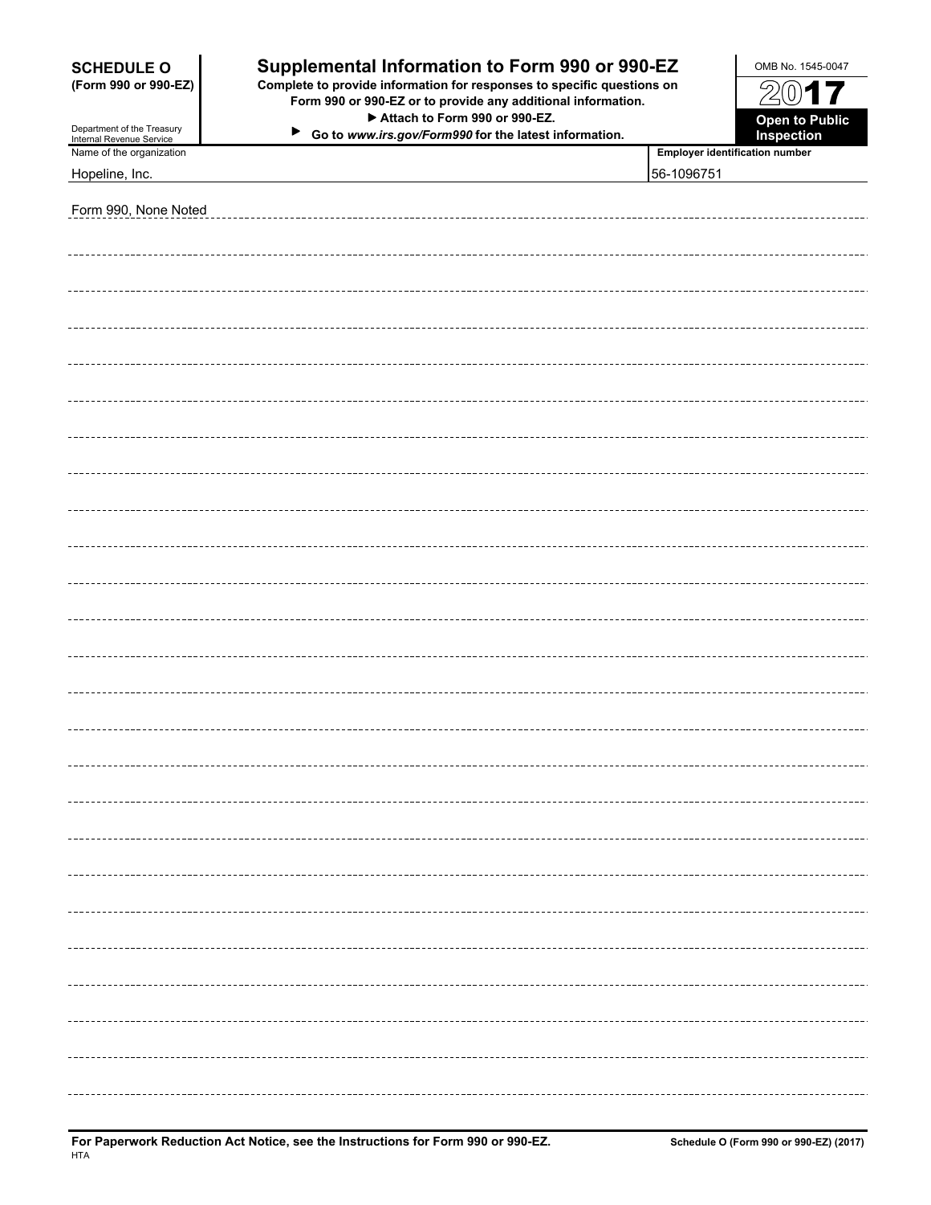# SCHEDULE O (Form 990 or 990-EZ)

Department of the Treasury
Internal Revenue Service

## Supplemental Information to Form 990 or 990-EZ

**Complete to provide information for responses to specific questions on Form 990 or 990-EZ or to provide any additional information.**

**▶ Attach to Form 990 or 990-EZ.**

**▶ Go to *www.irs.gov/Form990* for the latest information.**

OMB No. 1545-0047

**2017**

**Open to Public Inspection**

| Name of the organization | Employer identification number |
|---|---|
| Hopeline, Inc. | 56-1096751 |

Form 990, None Noted

**For Paperwork Reduction Act Notice, see the Instructions for Form 990 or 990-EZ.**

HTA

**Schedule O (Form 990 or 990-EZ) (2017)**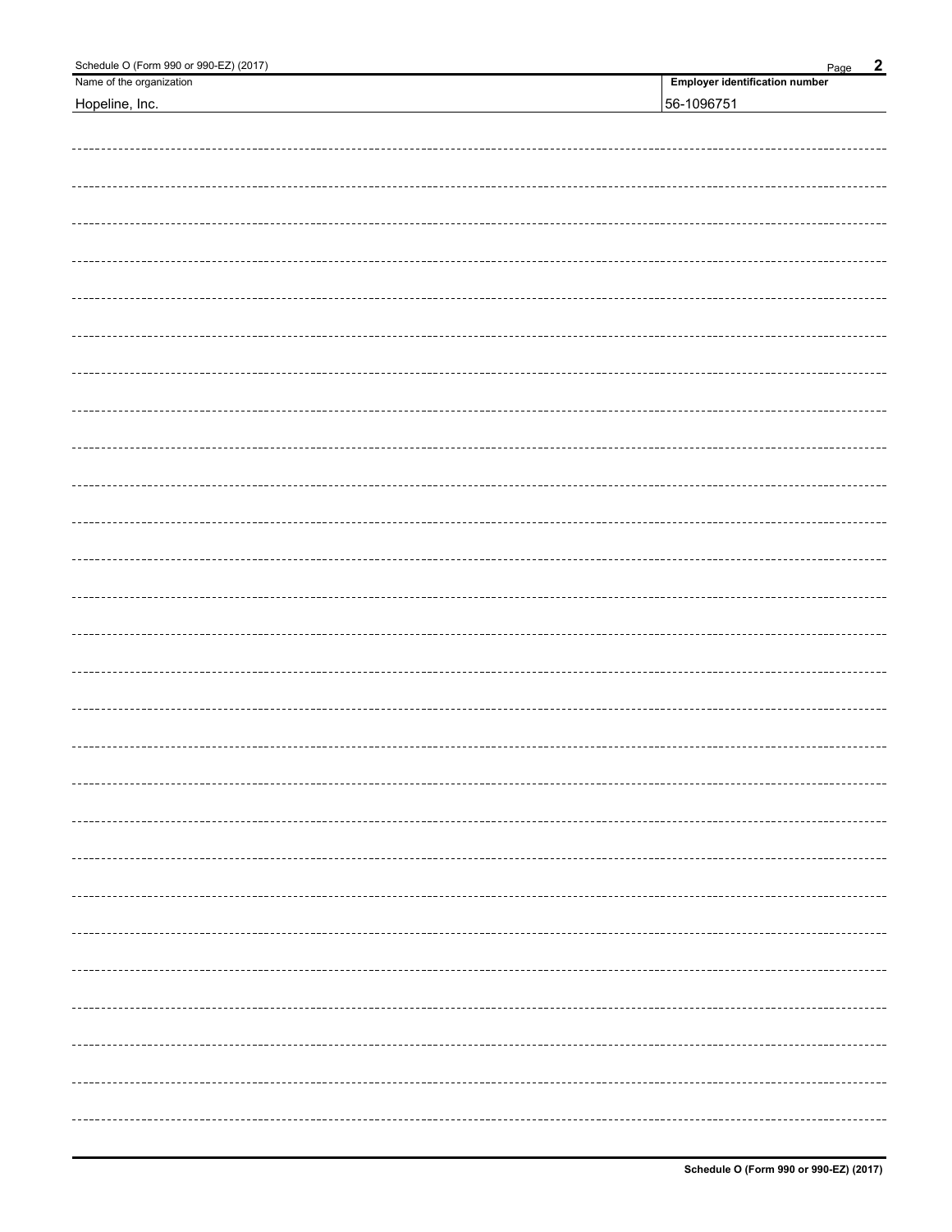| Name of the organization | Employer identification number |
| --- | --- |
| Hopeline, Inc. | 56-1096751 |